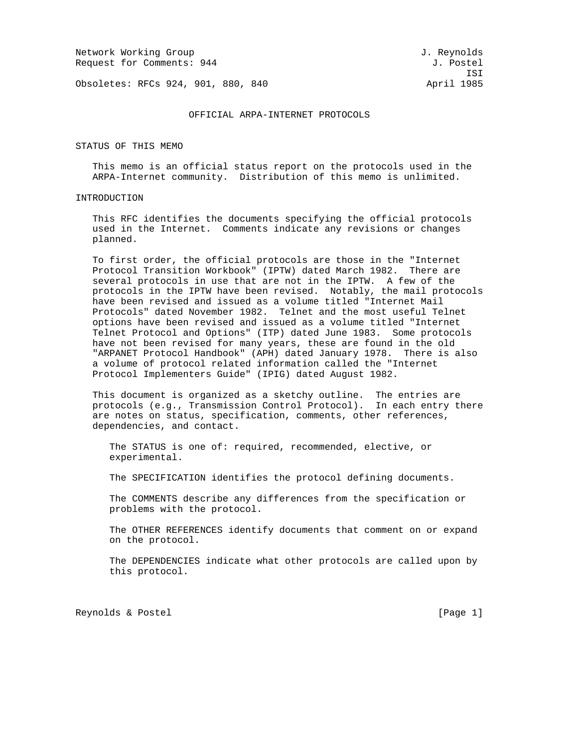Network Working Group J. Reynolds
Request for Comments: 944 J. Postel
ISI
Obsoletes: RFCs 924, 901, 880, 840 April 1985

# OFFICIAL ARPA-INTERNET PROTOCOLS

## STATUS OF THIS MEMO

This memo is an official status report on the protocols used in the ARPA-Internet community. Distribution of this memo is unlimited.

## INTRODUCTION

This RFC identifies the documents specifying the official protocols used in the Internet. Comments indicate any revisions or changes planned.

To first order, the official protocols are those in the "Internet Protocol Transition Workbook" (IPTW) dated March 1982. There are several protocols in use that are not in the IPTW. A few of the protocols in the IPTW have been revised. Notably, the mail protocols have been revised and issued as a volume titled "Internet Mail Protocols" dated November 1982. Telnet and the most useful Telnet options have been revised and issued as a volume titled "Internet Telnet Protocol and Options" (ITP) dated June 1983. Some protocols have not been revised for many years, these are found in the old "ARPANET Protocol Handbook" (APH) dated January 1978. There is also a volume of protocol related information called the "Internet Protocol Implementers Guide" (IPIG) dated August 1982.

This document is organized as a sketchy outline. The entries are protocols (e.g., Transmission Control Protocol). In each entry there are notes on status, specification, comments, other references, dependencies, and contact.

The STATUS is one of: required, recommended, elective, or experimental.

The SPECIFICATION identifies the protocol defining documents.

The COMMENTS describe any differences from the specification or problems with the protocol.

The OTHER REFERENCES identify documents that comment on or expand on the protocol.

The DEPENDENCIES indicate what other protocols are called upon by this protocol.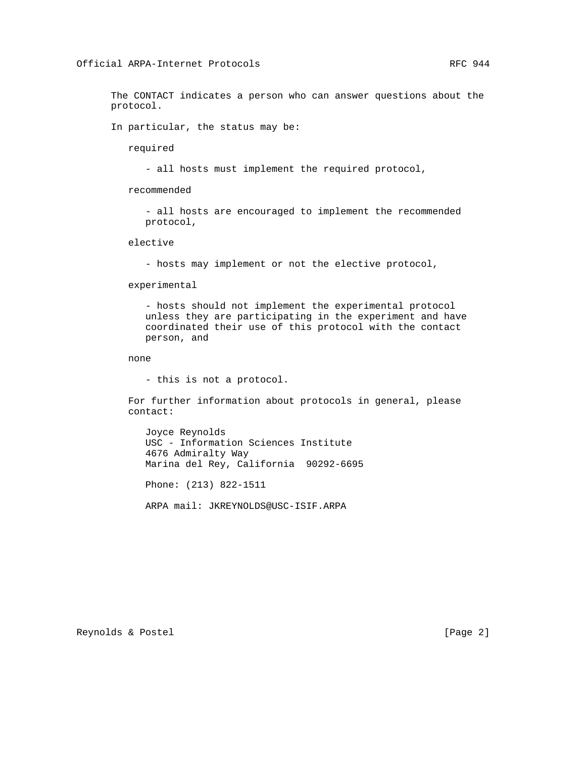The CONTACT indicates a person who can answer questions about the protocol.

In particular, the status may be:

required

- all hosts must implement the required protocol,

recommended

- all hosts are encouraged to implement the recommended protocol,

elective

- hosts may implement or not the elective protocol,

experimental

- hosts should not implement the experimental protocol unless they are participating in the experiment and have coordinated their use of this protocol with the contact person, and

none

- this is not a protocol.

For further information about protocols in general, please contact:

Joyce Reynolds
USC - Information Sciences Institute
4676 Admiralty Way
Marina del Rey, California  90292-6695

Phone: (213) 822-1511

ARPA mail: JKREYNOLDS@USC-ISIF.ARPA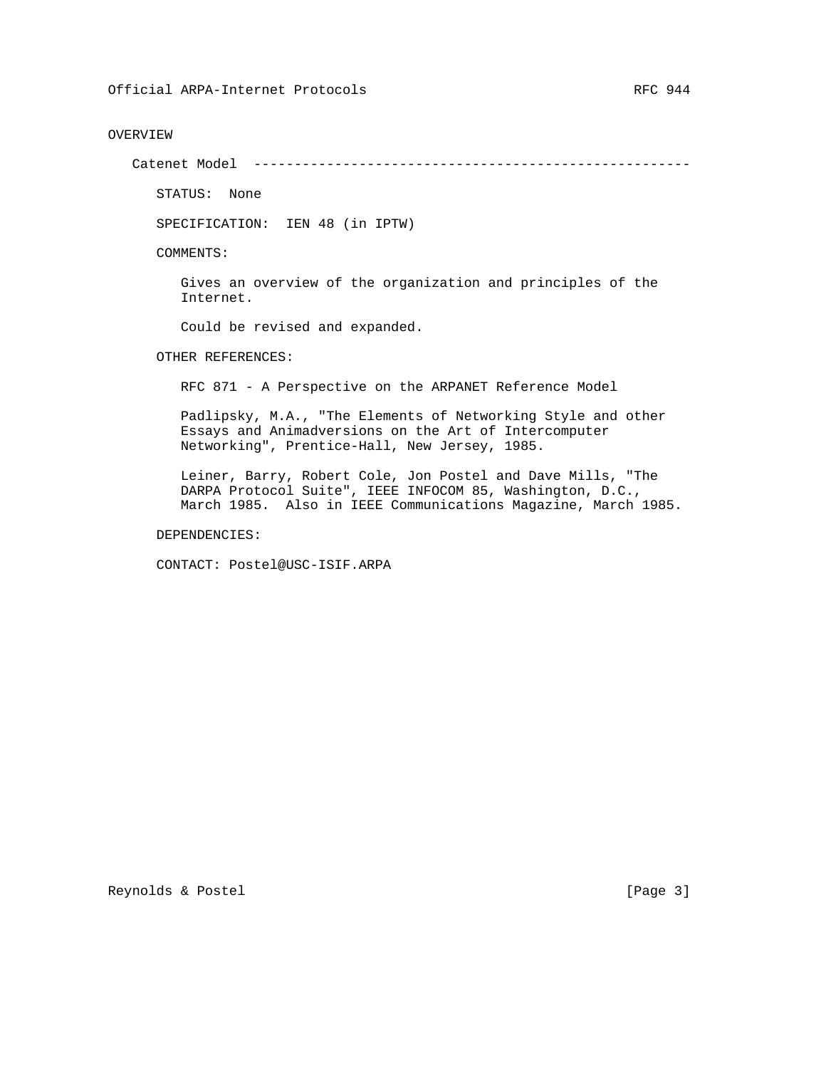## OVERVIEW

### Catenet Model

STATUS: None

SPECIFICATION: IEN 48 (in IPTW)

COMMENTS:

Gives an overview of the organization and principles of the Internet.

Could be revised and expanded.

OTHER REFERENCES:

RFC 871 - A Perspective on the ARPANET Reference Model

Padlipsky, M.A., "The Elements of Networking Style and other Essays and Animadversions on the Art of Intercomputer Networking", Prentice-Hall, New Jersey, 1985.

Leiner, Barry, Robert Cole, Jon Postel and Dave Mills, "The DARPA Protocol Suite", IEEE INFOCOM 85, Washington, D.C., March 1985. Also in IEEE Communications Magazine, March 1985.

DEPENDENCIES:

CONTACT: Postel@USC-ISIF.ARPA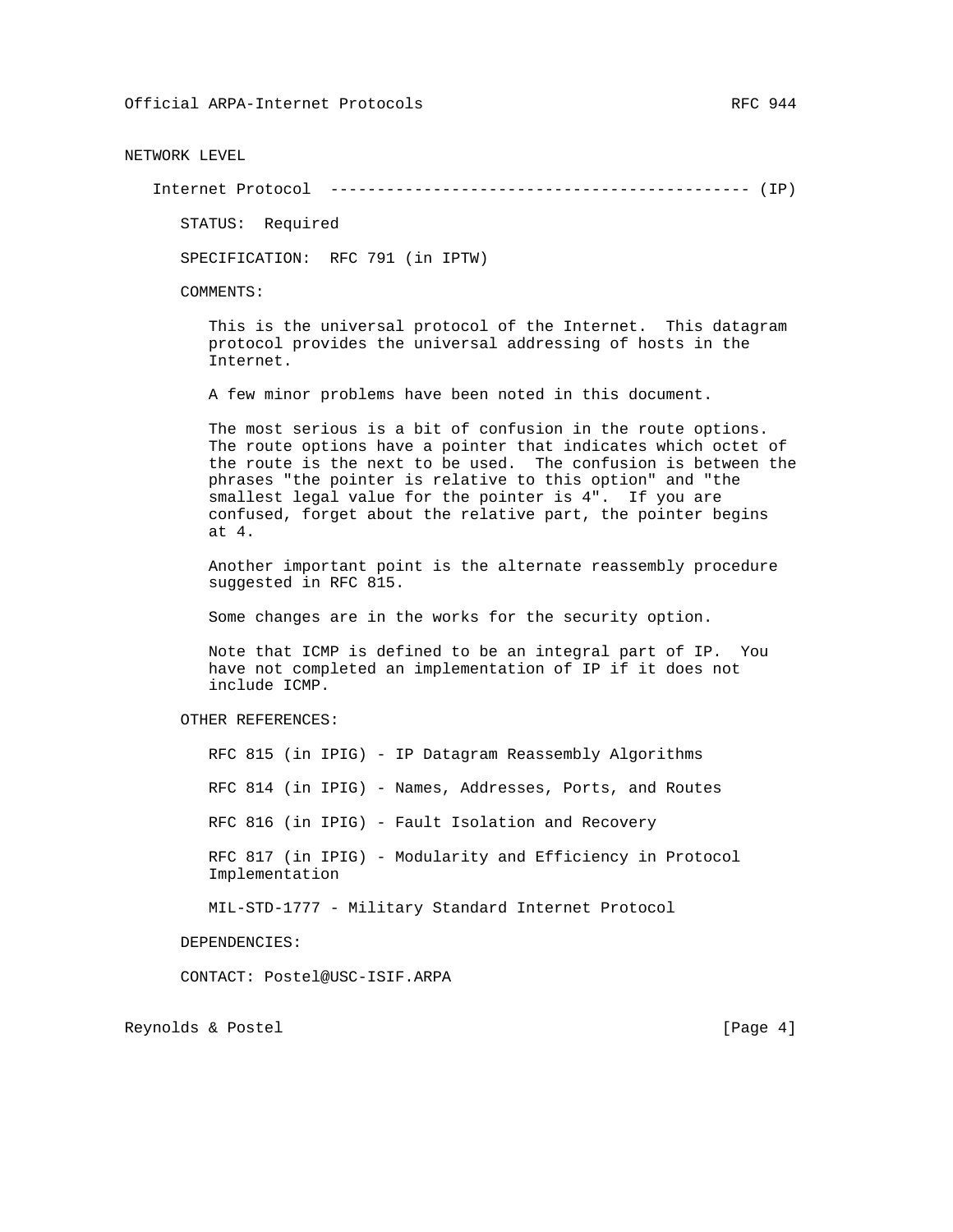## NETWORK LEVEL

### Internet Protocol --------------------------------------------- (IP)

STATUS: Required

SPECIFICATION: RFC 791 (in IPTW)

COMMENTS:

This is the universal protocol of the Internet. This datagram protocol provides the universal addressing of hosts in the Internet.

A few minor problems have been noted in this document.

The most serious is a bit of confusion in the route options. The route options have a pointer that indicates which octet of the route is the next to be used. The confusion is between the phrases "the pointer is relative to this option" and "the smallest legal value for the pointer is 4". If you are confused, forget about the relative part, the pointer begins at 4.

Another important point is the alternate reassembly procedure suggested in RFC 815.

Some changes are in the works for the security option.

Note that ICMP is defined to be an integral part of IP. You have not completed an implementation of IP if it does not include ICMP.

OTHER REFERENCES:

RFC 815 (in IPIG) - IP Datagram Reassembly Algorithms

RFC 814 (in IPIG) - Names, Addresses, Ports, and Routes

RFC 816 (in IPIG) - Fault Isolation and Recovery

RFC 817 (in IPIG) - Modularity and Efficiency in Protocol Implementation

MIL-STD-1777 - Military Standard Internet Protocol

DEPENDENCIES:

CONTACT: Postel@USC-ISIF.ARPA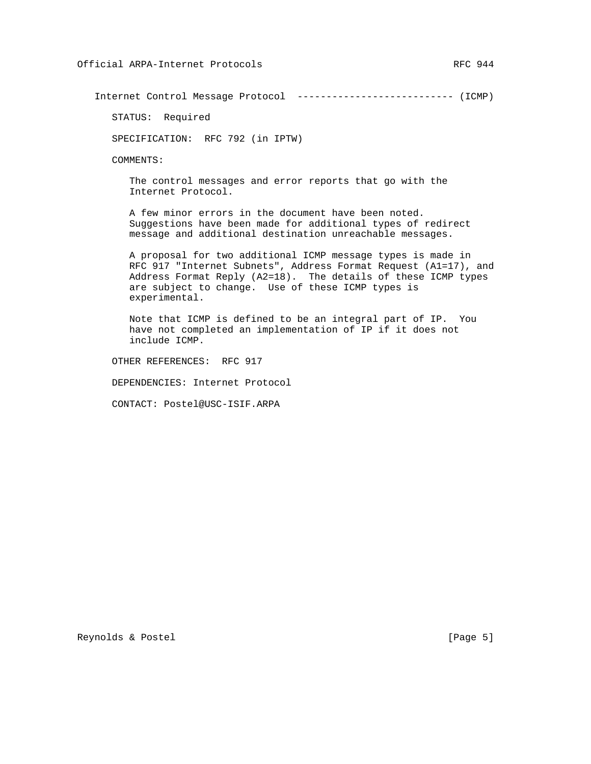## Internet Control Message Protocol --------------------------- (ICMP)

STATUS: Required

SPECIFICATION: RFC 792 (in IPTW)

COMMENTS:

The control messages and error reports that go with the Internet Protocol.

A few minor errors in the document have been noted. Suggestions have been made for additional types of redirect message and additional destination unreachable messages.

A proposal for two additional ICMP message types is made in RFC 917 "Internet Subnets", Address Format Request (A1=17), and Address Format Reply (A2=18). The details of these ICMP types are subject to change. Use of these ICMP types is experimental.

Note that ICMP is defined to be an integral part of IP. You have not completed an implementation of IP if it does not include ICMP.

OTHER REFERENCES: RFC 917

DEPENDENCIES: Internet Protocol

CONTACT: Postel@USC-ISIF.ARPA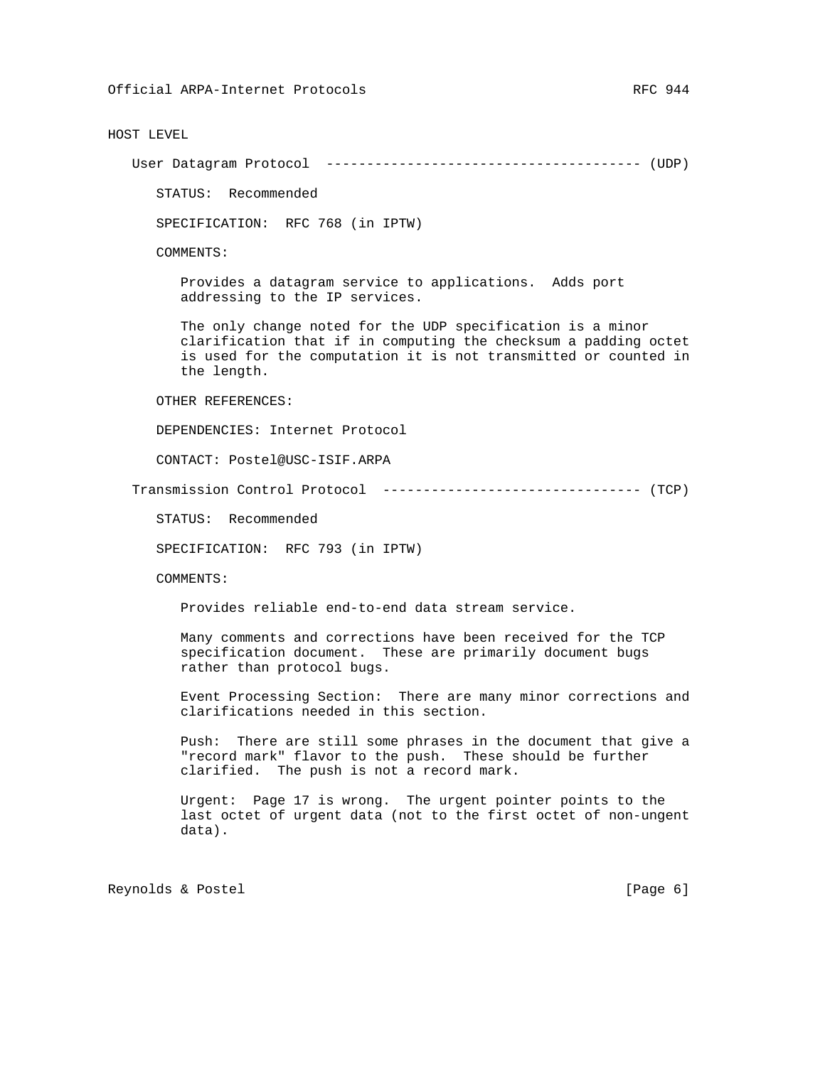## HOST LEVEL

### User Datagram Protocol -------------------------------------- (UDP)

STATUS: Recommended

SPECIFICATION: RFC 768 (in IPTW)

COMMENTS:

Provides a datagram service to applications. Adds port addressing to the IP services.

The only change noted for the UDP specification is a minor clarification that if in computing the checksum a padding octet is used for the computation it is not transmitted or counted in the length.

OTHER REFERENCES:

DEPENDENCIES: Internet Protocol

CONTACT: Postel@USC-ISIF.ARPA

### Transmission Control Protocol -------------------------------- (TCP)

STATUS: Recommended

SPECIFICATION: RFC 793 (in IPTW)

COMMENTS:

Provides reliable end-to-end data stream service.

Many comments and corrections have been received for the TCP specification document. These are primarily document bugs rather than protocol bugs.

Event Processing Section: There are many minor corrections and clarifications needed in this section.

Push: There are still some phrases in the document that give a "record mark" flavor to the push. These should be further clarified. The push is not a record mark.

Urgent: Page 17 is wrong. The urgent pointer points to the last octet of urgent data (not to the first octet of non-ungent data).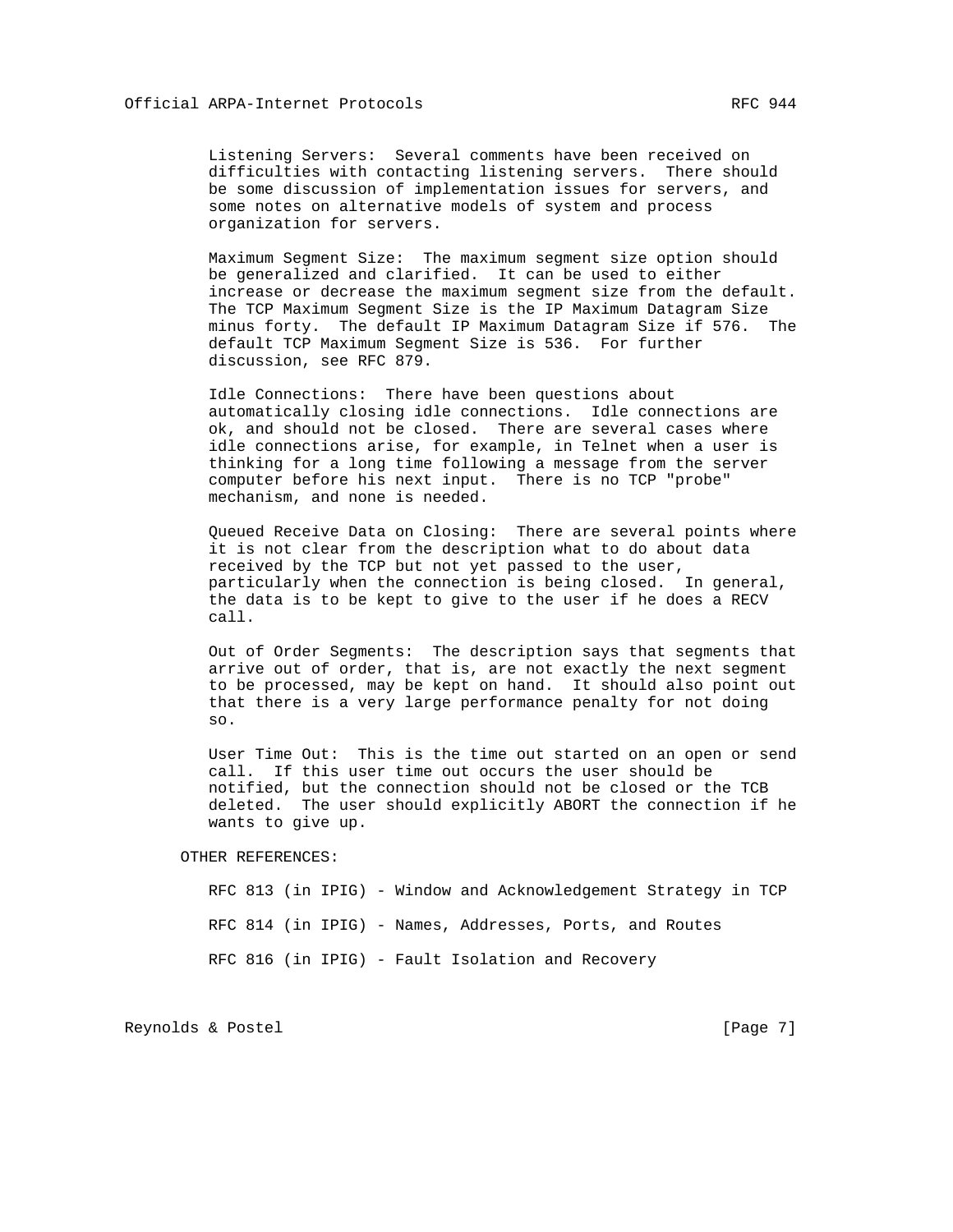Listening Servers: Several comments have been received on difficulties with contacting listening servers. There should be some discussion of implementation issues for servers, and some notes on alternative models of system and process organization for servers.

Maximum Segment Size: The maximum segment size option should be generalized and clarified. It can be used to either increase or decrease the maximum segment size from the default. The TCP Maximum Segment Size is the IP Maximum Datagram Size minus forty. The default IP Maximum Datagram Size if 576. The default TCP Maximum Segment Size is 536. For further discussion, see RFC 879.

Idle Connections: There have been questions about automatically closing idle connections. Idle connections are ok, and should not be closed. There are several cases where idle connections arise, for example, in Telnet when a user is thinking for a long time following a message from the server computer before his next input. There is no TCP "probe" mechanism, and none is needed.

Queued Receive Data on Closing: There are several points where it is not clear from the description what to do about data received by the TCP but not yet passed to the user, particularly when the connection is being closed. In general, the data is to be kept to give to the user if he does a RECV call.

Out of Order Segments: The description says that segments that arrive out of order, that is, are not exactly the next segment to be processed, may be kept on hand. It should also point out that there is a very large performance penalty for not doing so.

User Time Out: This is the time out started on an open or send call. If this user time out occurs the user should be notified, but the connection should not be closed or the TCB deleted. The user should explicitly ABORT the connection if he wants to give up.

OTHER REFERENCES:

RFC 813 (in IPIG) - Window and Acknowledgement Strategy in TCP

RFC 814 (in IPIG) - Names, Addresses, Ports, and Routes

RFC 816 (in IPIG) - Fault Isolation and Recovery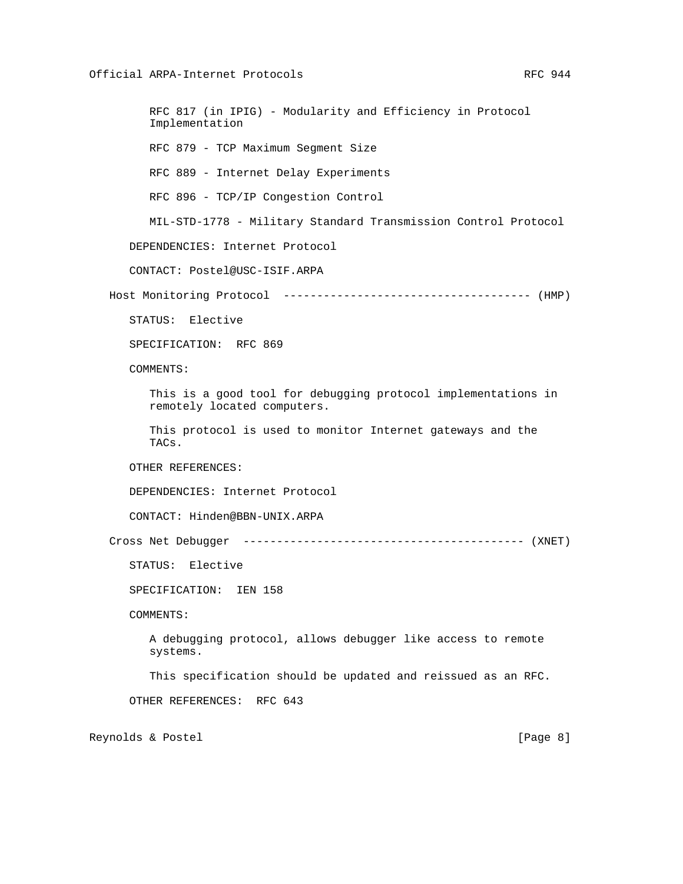RFC 817 (in IPIG) - Modularity and Efficiency in Protocol Implementation

RFC 879 - TCP Maximum Segment Size

RFC 889 - Internet Delay Experiments

RFC 896 - TCP/IP Congestion Control

MIL-STD-1778 - Military Standard Transmission Control Protocol

DEPENDENCIES: Internet Protocol

CONTACT: Postel@USC-ISIF.ARPA

Host Monitoring Protocol ------------------------------------ (HMP)

STATUS: Elective

SPECIFICATION: RFC 869

COMMENTS:

This is a good tool for debugging protocol implementations in remotely located computers.

This protocol is used to monitor Internet gateways and the TACs.

OTHER REFERENCES:

DEPENDENCIES: Internet Protocol

CONTACT: Hinden@BBN-UNIX.ARPA

Cross Net Debugger ----------------------------------------- (XNET)

STATUS: Elective

SPECIFICATION: IEN 158

COMMENTS:

A debugging protocol, allows debugger like access to remote systems.

This specification should be updated and reissued as an RFC.

OTHER REFERENCES: RFC 643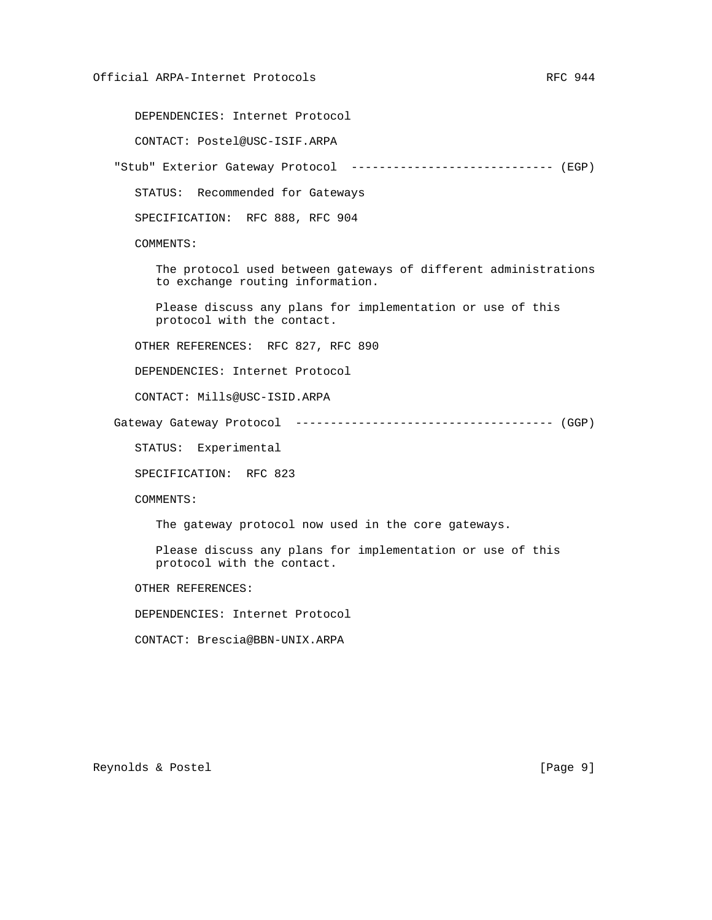DEPENDENCIES: Internet Protocol

CONTACT: Postel@USC-ISIF.ARPA

"Stub" Exterior Gateway Protocol ----------------------------- (EGP)

STATUS: Recommended for Gateways

SPECIFICATION: RFC 888, RFC 904

COMMENTS:

The protocol used between gateways of different administrations to exchange routing information.

Please discuss any plans for implementation or use of this protocol with the contact.

OTHER REFERENCES: RFC 827, RFC 890

DEPENDENCIES: Internet Protocol

CONTACT: Mills@USC-ISID.ARPA

Gateway Gateway Protocol ------------------------------------ (GGP)

STATUS: Experimental

SPECIFICATION: RFC 823

COMMENTS:

The gateway protocol now used in the core gateways.

Please discuss any plans for implementation or use of this protocol with the contact.

OTHER REFERENCES:

DEPENDENCIES: Internet Protocol

CONTACT: Brescia@BBN-UNIX.ARPA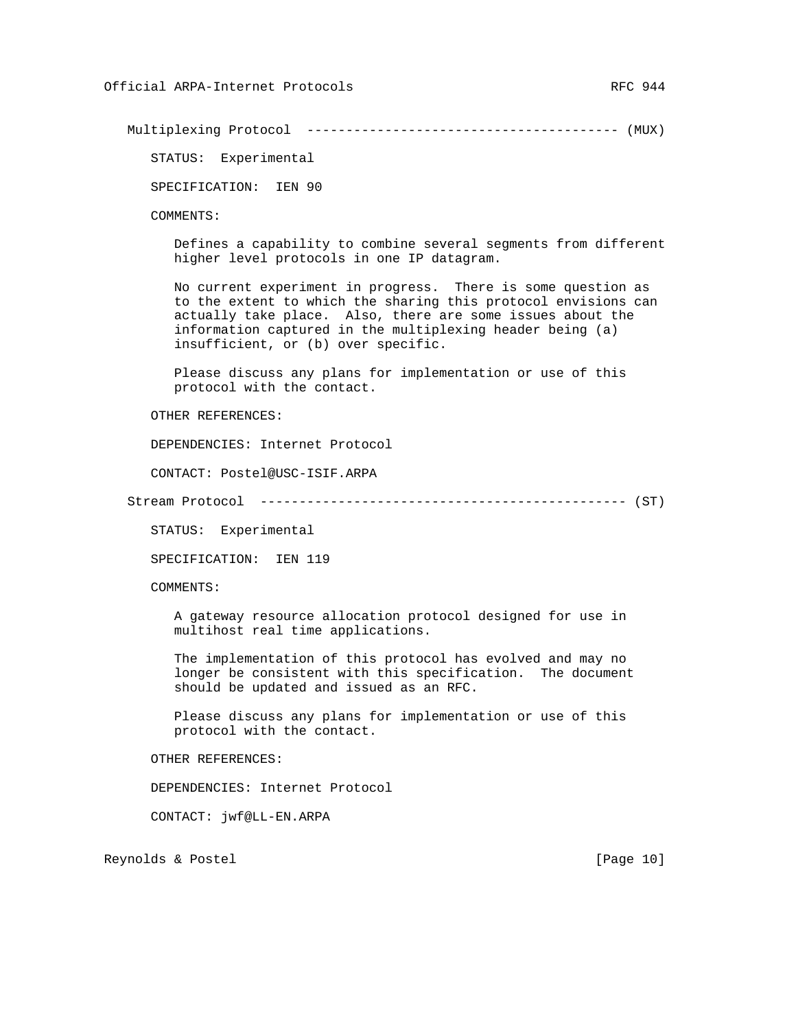## Multiplexing Protocol ---------------------------------------- (MUX)

STATUS: Experimental

SPECIFICATION: IEN 90

COMMENTS:

Defines a capability to combine several segments from different higher level protocols in one IP datagram.

No current experiment in progress. There is some question as to the extent to which the sharing this protocol envisions can actually take place. Also, there are some issues about the information captured in the multiplexing header being (a) insufficient, or (b) over specific.

Please discuss any plans for implementation or use of this protocol with the contact.

OTHER REFERENCES:

DEPENDENCIES: Internet Protocol

CONTACT: Postel@USC-ISIF.ARPA

## Stream Protocol ----------------------------------------------- (ST)

STATUS: Experimental

SPECIFICATION: IEN 119

COMMENTS:

A gateway resource allocation protocol designed for use in multihost real time applications.

The implementation of this protocol has evolved and may no longer be consistent with this specification. The document should be updated and issued as an RFC.

Please discuss any plans for implementation or use of this protocol with the contact.

OTHER REFERENCES:

DEPENDENCIES: Internet Protocol

CONTACT: jwf@LL-EN.ARPA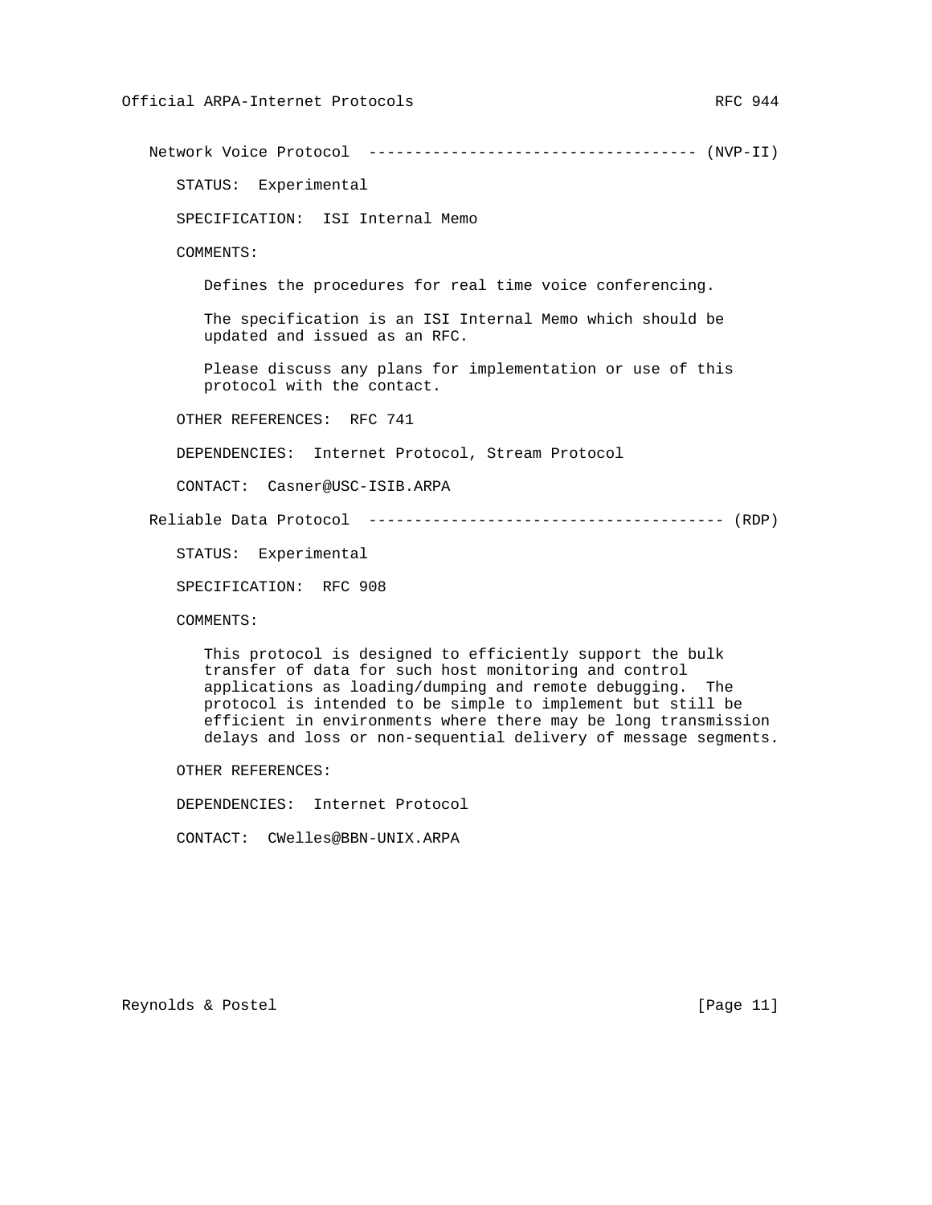Network Voice Protocol ------------------------------------ (NVP-II)

STATUS: Experimental

SPECIFICATION: ISI Internal Memo

COMMENTS:

Defines the procedures for real time voice conferencing.

The specification is an ISI Internal Memo which should be updated and issued as an RFC.

Please discuss any plans for implementation or use of this protocol with the contact.

OTHER REFERENCES: RFC 741

DEPENDENCIES: Internet Protocol, Stream Protocol

CONTACT: Casner@USC-ISIB.ARPA

Reliable Data Protocol --------------------------------------- (RDP)

STATUS: Experimental

SPECIFICATION: RFC 908

COMMENTS:

This protocol is designed to efficiently support the bulk transfer of data for such host monitoring and control applications as loading/dumping and remote debugging. The protocol is intended to be simple to implement but still be efficient in environments where there may be long transmission delays and loss or non-sequential delivery of message segments.

OTHER REFERENCES:

DEPENDENCIES: Internet Protocol

CONTACT: CWelles@BBN-UNIX.ARPA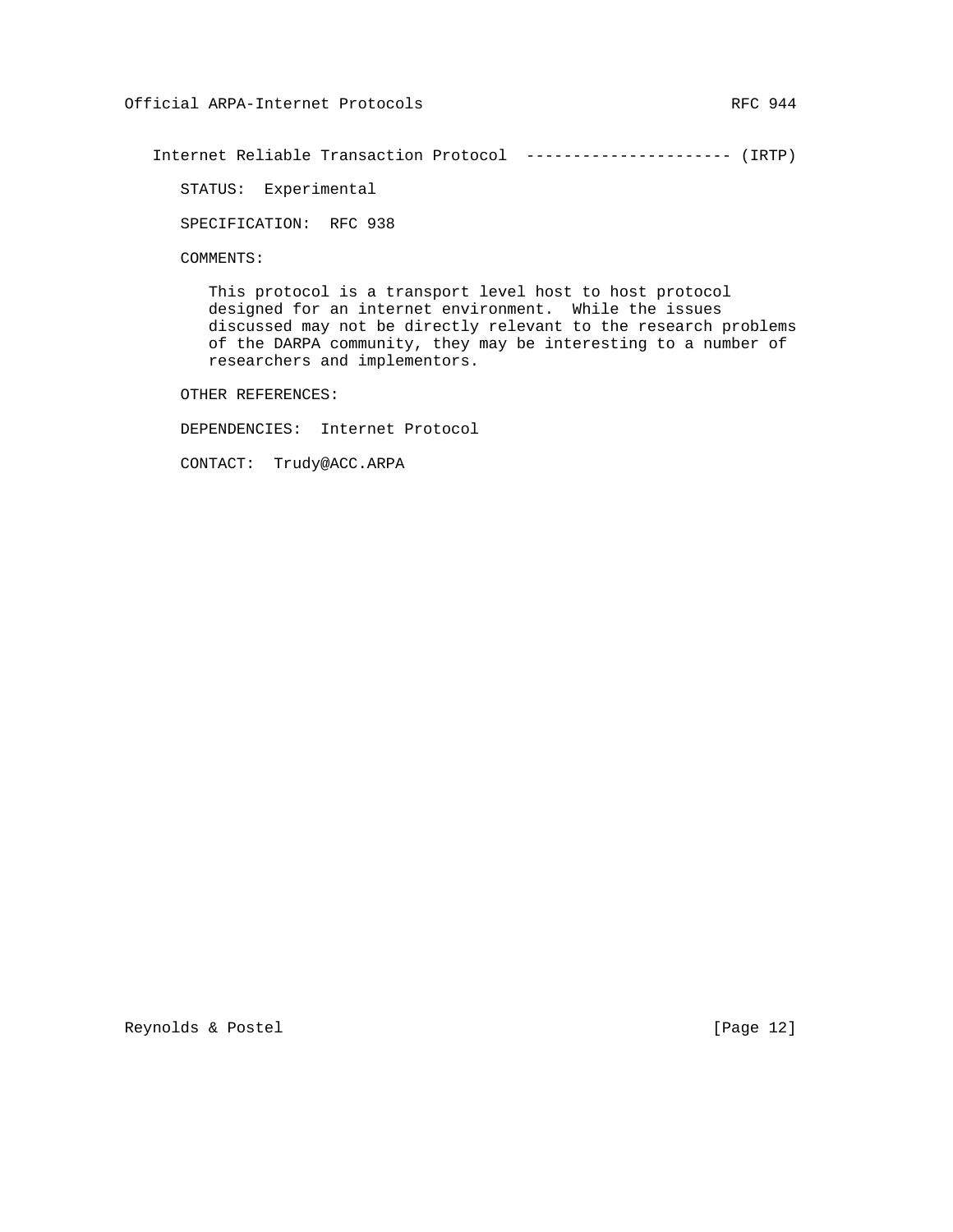Internet Reliable Transaction Protocol ---------------------- (IRTP)

STATUS: Experimental

SPECIFICATION: RFC 938

COMMENTS:

This protocol is a transport level host to host protocol designed for an internet environment. While the issues discussed may not be directly relevant to the research problems of the DARPA community, they may be interesting to a number of researchers and implementors.

OTHER REFERENCES:

DEPENDENCIES: Internet Protocol

CONTACT: Trudy@ACC.ARPA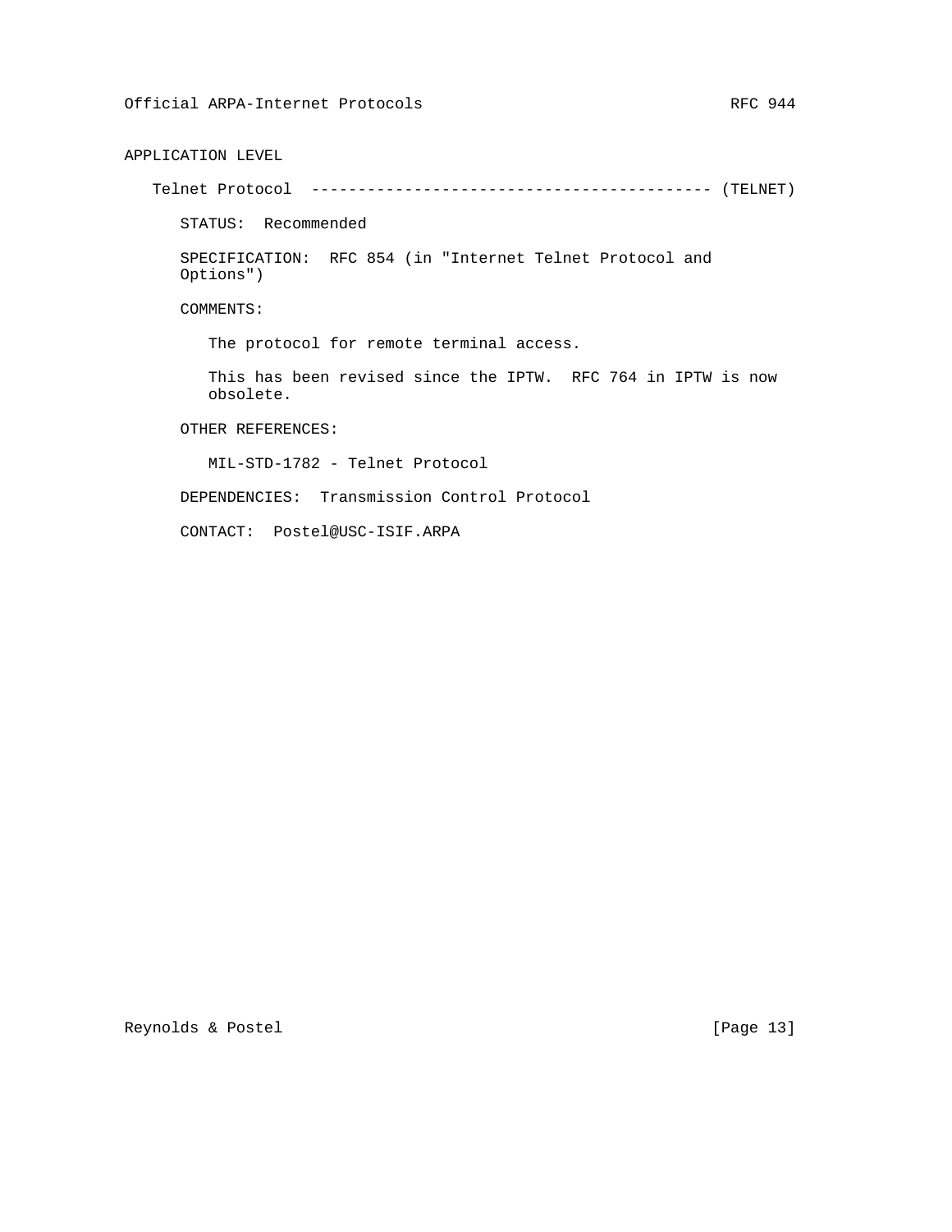APPLICATION LEVEL

Telnet Protocol ------------------------------------------ (TELNET)

STATUS: Recommended

SPECIFICATION: RFC 854 (in "Internet Telnet Protocol and Options")

COMMENTS:

The protocol for remote terminal access.

This has been revised since the IPTW. RFC 764 in IPTW is now obsolete.

OTHER REFERENCES:

MIL-STD-1782 - Telnet Protocol

DEPENDENCIES: Transmission Control Protocol

CONTACT: Postel@USC-ISIF.ARPA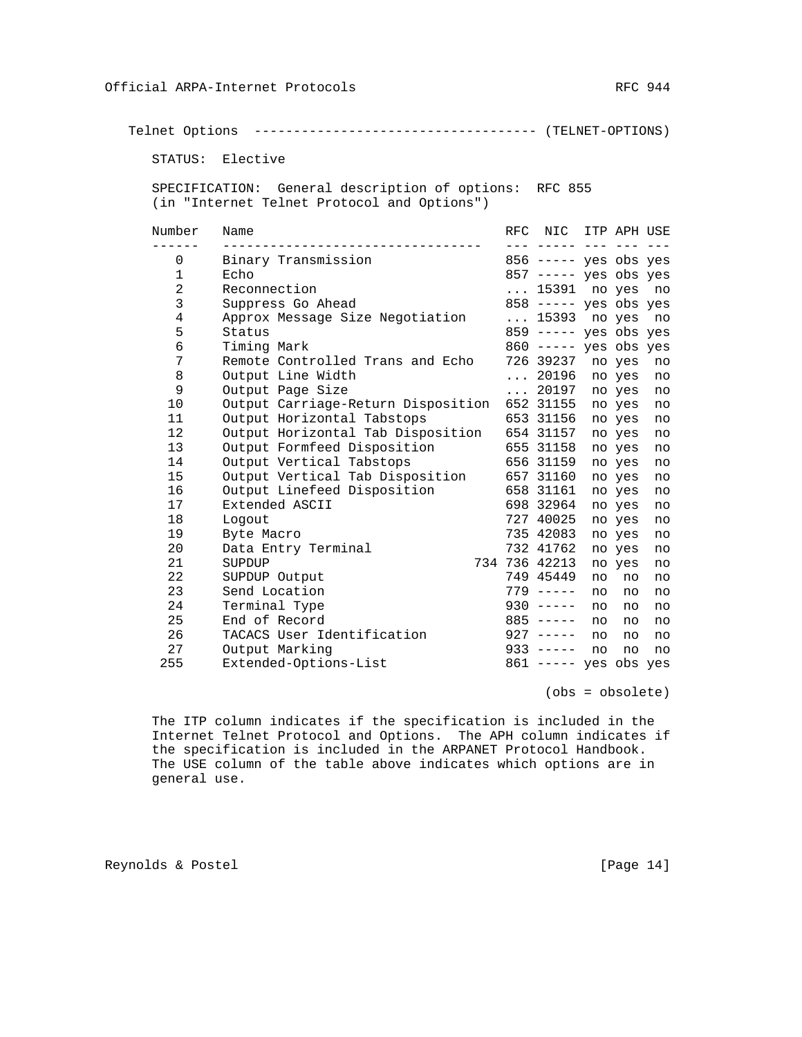Telnet Options ------------------------------------ (TELNET-OPTIONS)

STATUS: Elective

SPECIFICATION: General description of options: RFC 855
(in "Internet Telnet Protocol and Options")

| Number | Name | RFC | NIC | ITP | APH | USE |
|---|---|---|---|---|---|---|
| 0 | Binary Transmission | 856 | ----- | yes | obs | yes |
| 1 | Echo | 857 | ----- | yes | obs | yes |
| 2 | Reconnection | ... | 15391 | no | yes | no |
| 3 | Suppress Go Ahead | 858 | ----- | yes | obs | yes |
| 4 | Approx Message Size Negotiation | ... | 15393 | no | yes | no |
| 5 | Status | 859 | ----- | yes | obs | yes |
| 6 | Timing Mark | 860 | ----- | yes | obs | yes |
| 7 | Remote Controlled Trans and Echo | 726 | 39237 | no | yes | no |
| 8 | Output Line Width | ... | 20196 | no | yes | no |
| 9 | Output Page Size | ... | 20197 | no | yes | no |
| 10 | Output Carriage-Return Disposition | 652 | 31155 | no | yes | no |
| 11 | Output Horizontal Tabstops | 653 | 31156 | no | yes | no |
| 12 | Output Horizontal Tab Disposition | 654 | 31157 | no | yes | no |
| 13 | Output Formfeed Disposition | 655 | 31158 | no | yes | no |
| 14 | Output Vertical Tabstops | 656 | 31159 | no | yes | no |
| 15 | Output Vertical Tab Disposition | 657 | 31160 | no | yes | no |
| 16 | Output Linefeed Disposition | 658 | 31161 | no | yes | no |
| 17 | Extended ASCII | 698 | 32964 | no | yes | no |
| 18 | Logout | 727 | 40025 | no | yes | no |
| 19 | Byte Macro | 735 | 42083 | no | yes | no |
| 20 | Data Entry Terminal | 732 | 41762 | no | yes | no |
| 21 | SUPDUP | 734 736 | 42213 | no | yes | no |
| 22 | SUPDUP Output | 749 | 45449 | no | no | no |
| 23 | Send Location | 779 | ----- | no | no | no |
| 24 | Terminal Type | 930 | ----- | no | no | no |
| 25 | End of Record | 885 | ----- | no | no | no |
| 26 | TACACS User Identification | 927 | ----- | no | no | no |
| 27 | Output Marking | 933 | ----- | no | no | no |
| 255 | Extended-Options-List | 861 | ----- | yes | obs | yes |

(obs = obsolete)

The ITP column indicates if the specification is included in the Internet Telnet Protocol and Options. The APH column indicates if the specification is included in the ARPANET Protocol Handbook. The USE column of the table above indicates which options are in general use.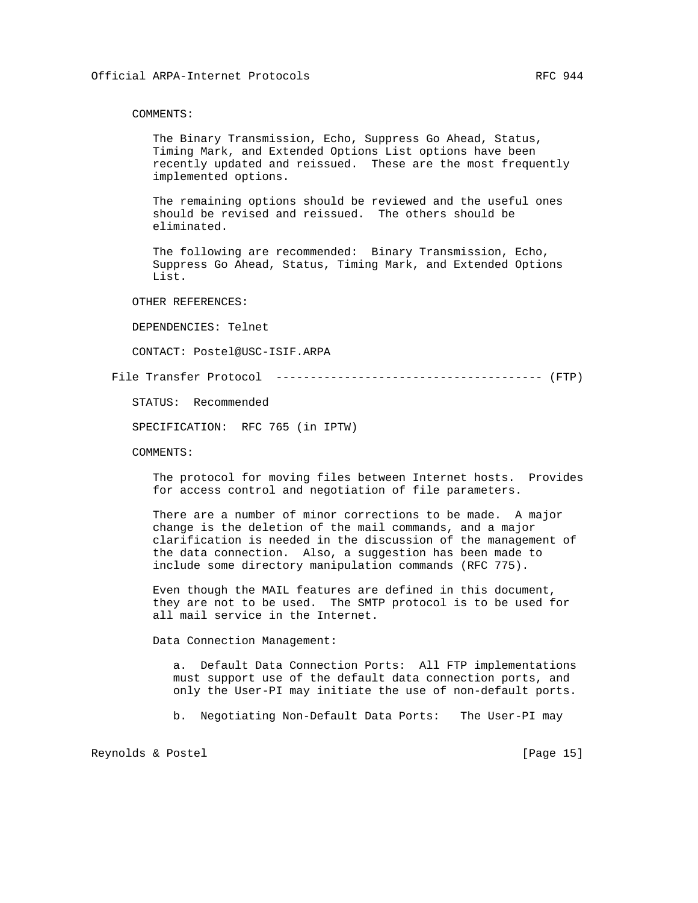COMMENTS:

The Binary Transmission, Echo, Suppress Go Ahead, Status, Timing Mark, and Extended Options List options have been recently updated and reissued. These are the most frequently implemented options.

The remaining options should be reviewed and the useful ones should be revised and reissued. The others should be eliminated.

The following are recommended: Binary Transmission, Echo, Suppress Go Ahead, Status, Timing Mark, and Extended Options List.

OTHER REFERENCES:

DEPENDENCIES: Telnet

CONTACT: Postel@USC-ISIF.ARPA

File Transfer Protocol --------------------------------------- (FTP)

STATUS: Recommended

SPECIFICATION: RFC 765 (in IPTW)

COMMENTS:

The protocol for moving files between Internet hosts. Provides for access control and negotiation of file parameters.

There are a number of minor corrections to be made. A major change is the deletion of the mail commands, and a major clarification is needed in the discussion of the management of the data connection. Also, a suggestion has been made to include some directory manipulation commands (RFC 775).

Even though the MAIL features are defined in this document, they are not to be used. The SMTP protocol is to be used for all mail service in the Internet.

Data Connection Management:

a. Default Data Connection Ports: All FTP implementations must support use of the default data connection ports, and only the User-PI may initiate the use of non-default ports.

b. Negotiating Non-Default Data Ports: The User-PI may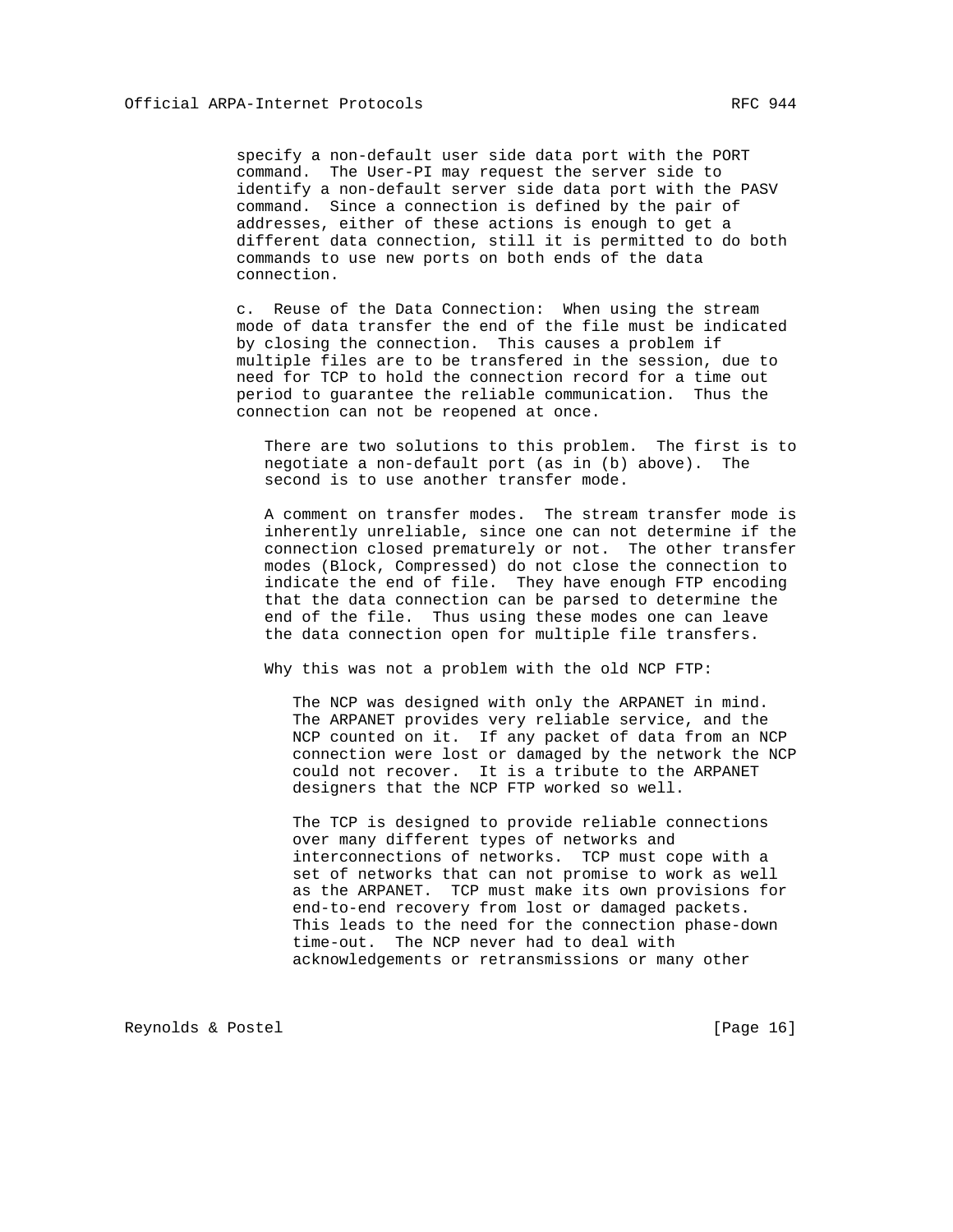specify a non-default user side data port with the PORT command. The User-PI may request the server side to identify a non-default server side data port with the PASV command. Since a connection is defined by the pair of addresses, either of these actions is enough to get a different data connection, still it is permitted to do both commands to use new ports on both ends of the data connection.

c. Reuse of the Data Connection: When using the stream mode of data transfer the end of the file must be indicated by closing the connection. This causes a problem if multiple files are to be transfered in the session, due to need for TCP to hold the connection record for a time out period to guarantee the reliable communication. Thus the connection can not be reopened at once.

There are two solutions to this problem. The first is to negotiate a non-default port (as in (b) above). The second is to use another transfer mode.

A comment on transfer modes. The stream transfer mode is inherently unreliable, since one can not determine if the connection closed prematurely or not. The other transfer modes (Block, Compressed) do not close the connection to indicate the end of file. They have enough FTP encoding that the data connection can be parsed to determine the end of the file. Thus using these modes one can leave the data connection open for multiple file transfers.

Why this was not a problem with the old NCP FTP:

The NCP was designed with only the ARPANET in mind. The ARPANET provides very reliable service, and the NCP counted on it. If any packet of data from an NCP connection were lost or damaged by the network the NCP could not recover. It is a tribute to the ARPANET designers that the NCP FTP worked so well.

The TCP is designed to provide reliable connections over many different types of networks and interconnections of networks. TCP must cope with a set of networks that can not promise to work as well as the ARPANET. TCP must make its own provisions for end-to-end recovery from lost or damaged packets. This leads to the need for the connection phase-down time-out. The NCP never had to deal with acknowledgements or retransmissions or many other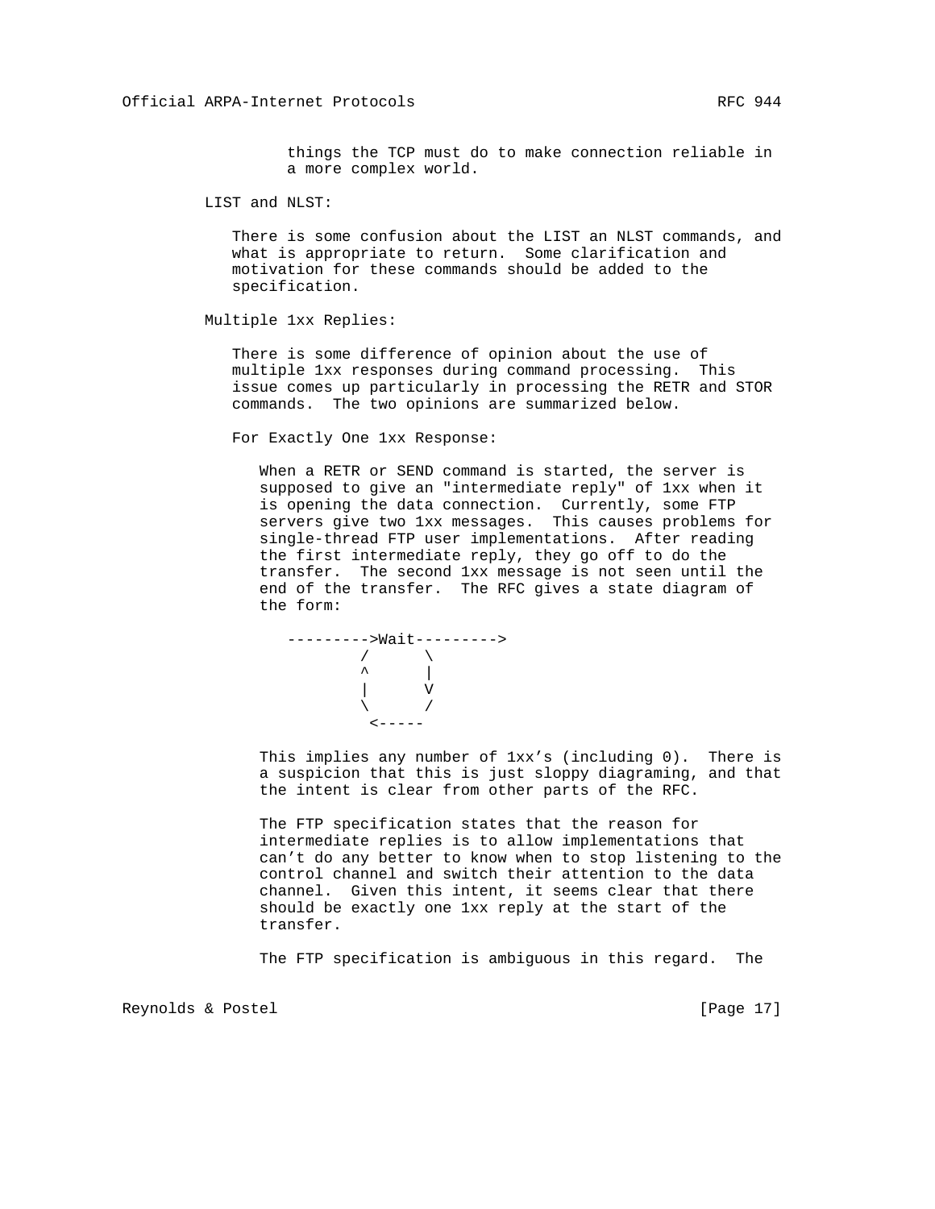things the TCP must do to make connection reliable in a more complex world.

LIST and NLST:

There is some confusion about the LIST an NLST commands, and what is appropriate to return. Some clarification and motivation for these commands should be added to the specification.

Multiple 1xx Replies:

There is some difference of opinion about the use of multiple 1xx responses during command processing. This issue comes up particularly in processing the RETR and STOR commands. The two opinions are summarized below.

For Exactly One 1xx Response:

When a RETR or SEND command is started, the server is supposed to give an "intermediate reply" of 1xx when it is opening the data connection. Currently, some FTP servers give two 1xx messages. This causes problems for single-thread FTP user implementations. After reading the first intermediate reply, they go off to do the transfer. The second 1xx message is not seen until the end of the transfer. The RFC gives a state diagram of the form:

```
---------->Wait--------->
          /      \
          ^      |
          |      V
          \      /
           <-----
```

This implies any number of 1xx's (including 0). There is a suspicion that this is just sloppy diagraming, and that the intent is clear from other parts of the RFC.

The FTP specification states that the reason for intermediate replies is to allow implementations that can't do any better to know when to stop listening to the control channel and switch their attention to the data channel. Given this intent, it seems clear that there should be exactly one 1xx reply at the start of the transfer.

The FTP specification is ambiguous in this regard. The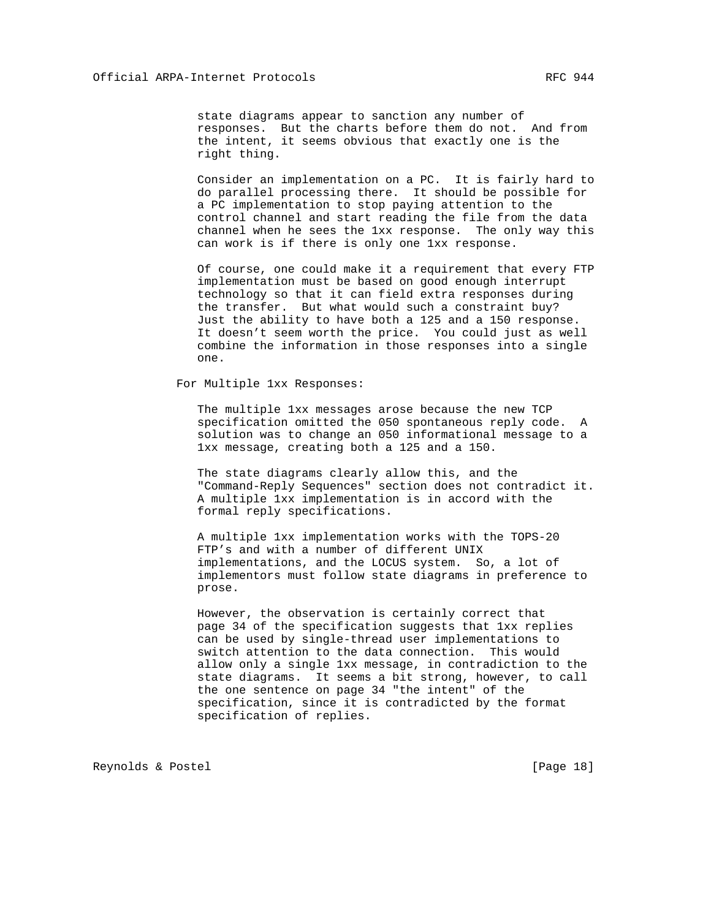state diagrams appear to sanction any number of responses. But the charts before them do not. And from the intent, it seems obvious that exactly one is the right thing.

Consider an implementation on a PC. It is fairly hard to do parallel processing there. It should be possible for a PC implementation to stop paying attention to the control channel and start reading the file from the data channel when he sees the 1xx response. The only way this can work is if there is only one 1xx response.

Of course, one could make it a requirement that every FTP implementation must be based on good enough interrupt technology so that it can field extra responses during the transfer. But what would such a constraint buy? Just the ability to have both a 125 and a 150 response. It doesn't seem worth the price. You could just as well combine the information in those responses into a single one.

For Multiple 1xx Responses:

The multiple 1xx messages arose because the new TCP specification omitted the 050 spontaneous reply code. A solution was to change an 050 informational message to a 1xx message, creating both a 125 and a 150.

The state diagrams clearly allow this, and the "Command-Reply Sequences" section does not contradict it. A multiple 1xx implementation is in accord with the formal reply specifications.

A multiple 1xx implementation works with the TOPS-20 FTP's and with a number of different UNIX implementations, and the LOCUS system. So, a lot of implementors must follow state diagrams in preference to prose.

However, the observation is certainly correct that page 34 of the specification suggests that 1xx replies can be used by single-thread user implementations to switch attention to the data connection. This would allow only a single 1xx message, in contradiction to the state diagrams. It seems a bit strong, however, to call the one sentence on page 34 "the intent" of the specification, since it is contradicted by the format specification of replies.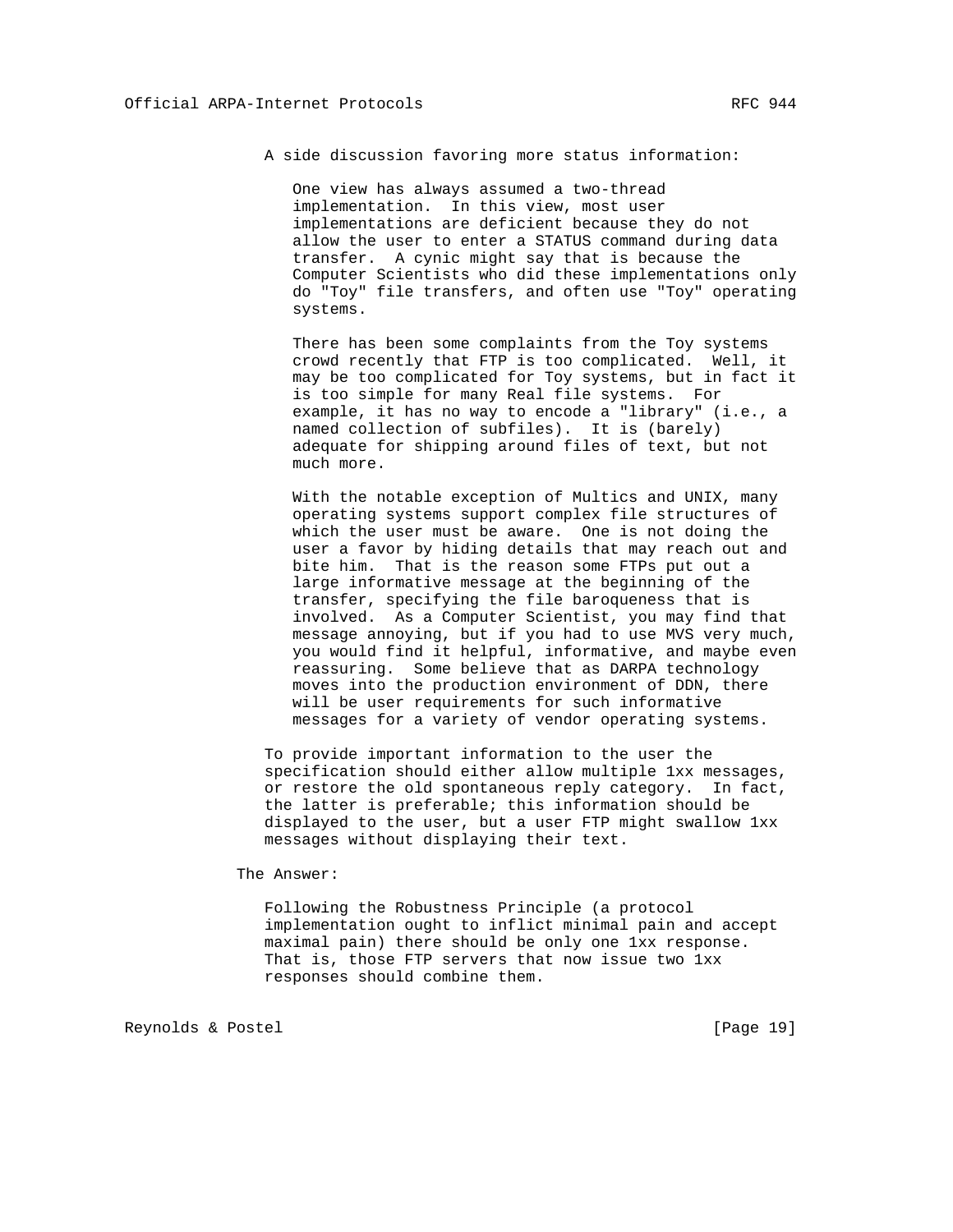A side discussion favoring more status information:

One view has always assumed a two-thread implementation. In this view, most user implementations are deficient because they do not allow the user to enter a STATUS command during data transfer. A cynic might say that is because the Computer Scientists who did these implementations only do "Toy" file transfers, and often use "Toy" operating systems.

There has been some complaints from the Toy systems crowd recently that FTP is too complicated. Well, it may be too complicated for Toy systems, but in fact it is too simple for many Real file systems. For example, it has no way to encode a "library" (i.e., a named collection of subfiles). It is (barely) adequate for shipping around files of text, but not much more.

With the notable exception of Multics and UNIX, many operating systems support complex file structures of which the user must be aware. One is not doing the user a favor by hiding details that may reach out and bite him. That is the reason some FTPs put out a large informative message at the beginning of the transfer, specifying the file baroqueness that is involved. As a Computer Scientist, you may find that message annoying, but if you had to use MVS very much, you would find it helpful, informative, and maybe even reassuring. Some believe that as DARPA technology moves into the production environment of DDN, there will be user requirements for such informative messages for a variety of vendor operating systems.

To provide important information to the user the specification should either allow multiple 1xx messages, or restore the old spontaneous reply category. In fact, the latter is preferable; this information should be displayed to the user, but a user FTP might swallow 1xx messages without displaying their text.

The Answer:

Following the Robustness Principle (a protocol implementation ought to inflict minimal pain and accept maximal pain) there should be only one 1xx response. That is, those FTP servers that now issue two 1xx responses should combine them.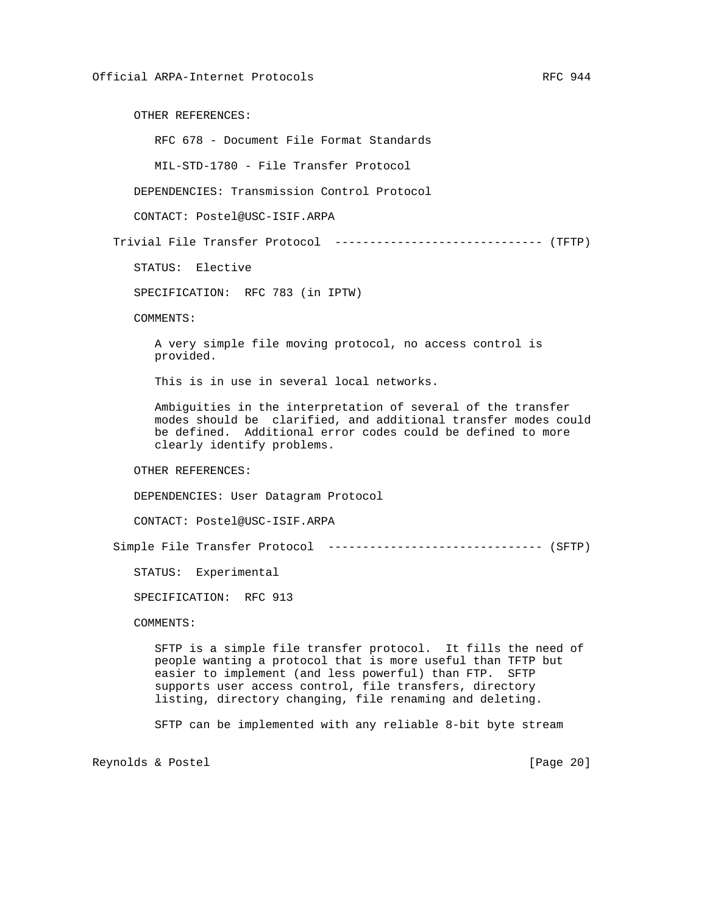OTHER REFERENCES:

RFC 678 - Document File Format Standards

MIL-STD-1780 - File Transfer Protocol

DEPENDENCIES: Transmission Control Protocol

CONTACT: Postel@USC-ISIF.ARPA

Trivial File Transfer Protocol ------------------------------ (TFTP)

STATUS: Elective

SPECIFICATION: RFC 783 (in IPTW)

COMMENTS:

A very simple file moving protocol, no access control is provided.

This is in use in several local networks.

Ambiguities in the interpretation of several of the transfer modes should be clarified, and additional transfer modes could be defined. Additional error codes could be defined to more clearly identify problems.

OTHER REFERENCES:

DEPENDENCIES: User Datagram Protocol

CONTACT: Postel@USC-ISIF.ARPA

Simple File Transfer Protocol ------------------------------- (SFTP)

STATUS: Experimental

SPECIFICATION: RFC 913

COMMENTS:

SFTP is a simple file transfer protocol. It fills the need of people wanting a protocol that is more useful than TFTP but easier to implement (and less powerful) than FTP. SFTP supports user access control, file transfers, directory listing, directory changing, file renaming and deleting.

SFTP can be implemented with any reliable 8-bit byte stream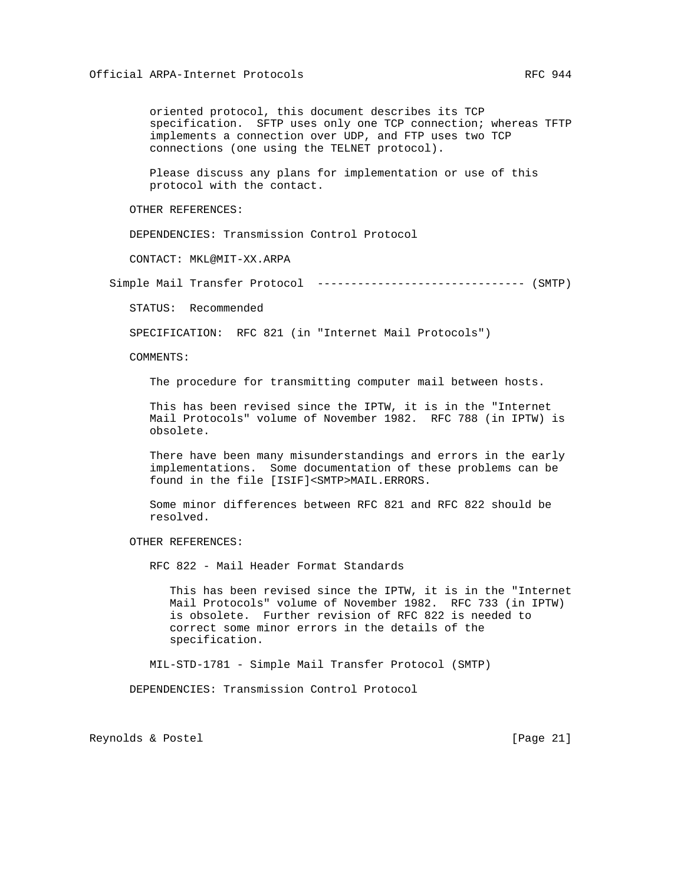oriented protocol, this document describes its TCP specification. SFTP uses only one TCP connection; whereas TFTP implements a connection over UDP, and FTP uses two TCP connections (one using the TELNET protocol).

Please discuss any plans for implementation or use of this protocol with the contact.

OTHER REFERENCES:

DEPENDENCIES: Transmission Control Protocol

CONTACT: MKL@MIT-XX.ARPA

Simple Mail Transfer Protocol ------------------------------- (SMTP)

STATUS: Recommended

SPECIFICATION: RFC 821 (in "Internet Mail Protocols")

COMMENTS:

The procedure for transmitting computer mail between hosts.

This has been revised since the IPTW, it is in the "Internet Mail Protocols" volume of November 1982. RFC 788 (in IPTW) is obsolete.

There have been many misunderstandings and errors in the early implementations. Some documentation of these problems can be found in the file [ISIF]<SMTP>MAIL.ERRORS.

Some minor differences between RFC 821 and RFC 822 should be resolved.

OTHER REFERENCES:

RFC 822 - Mail Header Format Standards

This has been revised since the IPTW, it is in the "Internet Mail Protocols" volume of November 1982. RFC 733 (in IPTW) is obsolete. Further revision of RFC 822 is needed to correct some minor errors in the details of the specification.

MIL-STD-1781 - Simple Mail Transfer Protocol (SMTP)

DEPENDENCIES: Transmission Control Protocol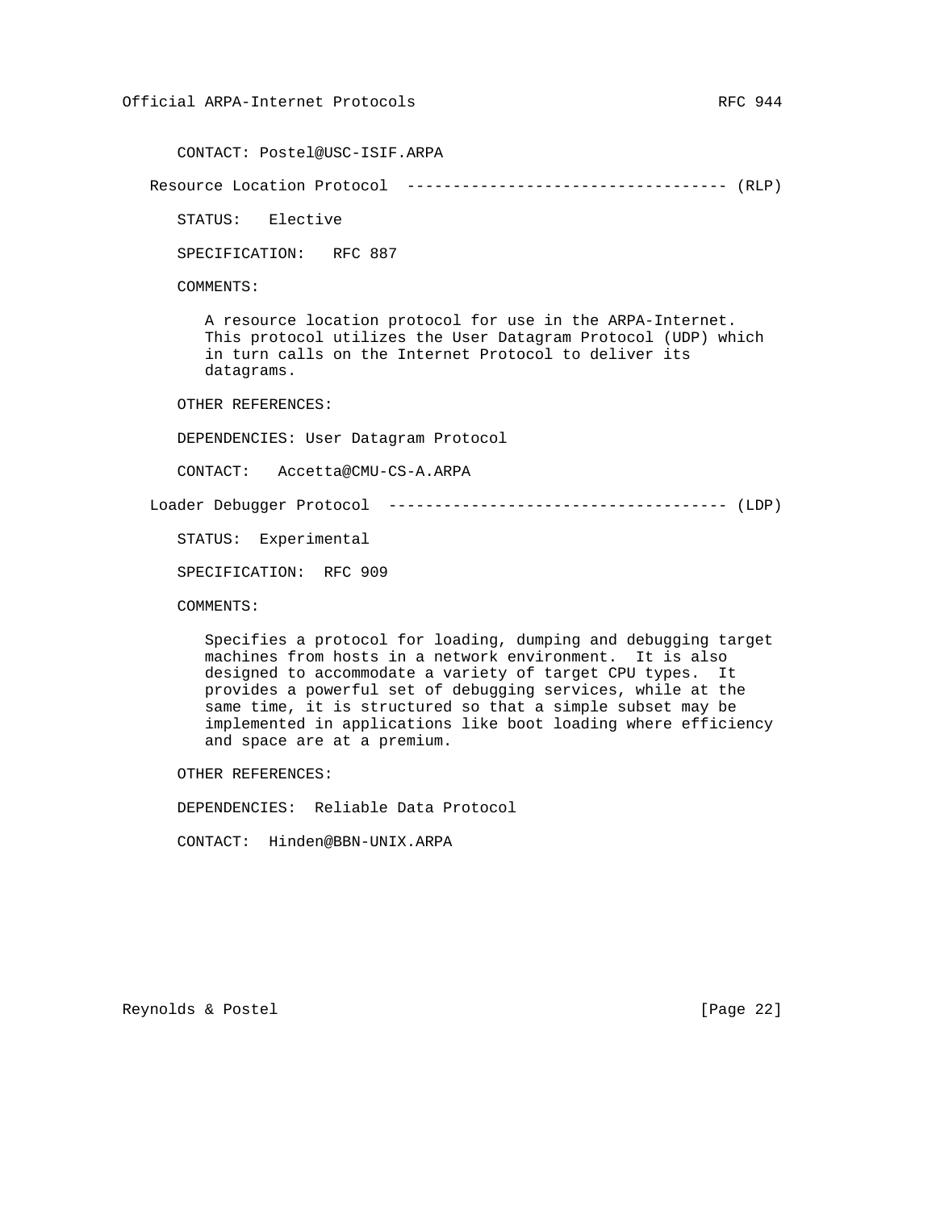CONTACT: Postel@USC-ISIF.ARPA

### Resource Location Protocol ---------------------------------- (RLP)

STATUS: Elective

SPECIFICATION: RFC 887

COMMENTS:

A resource location protocol for use in the ARPA-Internet. This protocol utilizes the User Datagram Protocol (UDP) which in turn calls on the Internet Protocol to deliver its datagrams.

OTHER REFERENCES:

DEPENDENCIES: User Datagram Protocol

CONTACT: Accetta@CMU-CS-A.ARPA

### Loader Debugger Protocol ------------------------------------ (LDP)

STATUS: Experimental

SPECIFICATION: RFC 909

COMMENTS:

Specifies a protocol for loading, dumping and debugging target machines from hosts in a network environment. It is also designed to accommodate a variety of target CPU types. It provides a powerful set of debugging services, while at the same time, it is structured so that a simple subset may be implemented in applications like boot loading where efficiency and space are at a premium.

OTHER REFERENCES:

DEPENDENCIES: Reliable Data Protocol

CONTACT: Hinden@BBN-UNIX.ARPA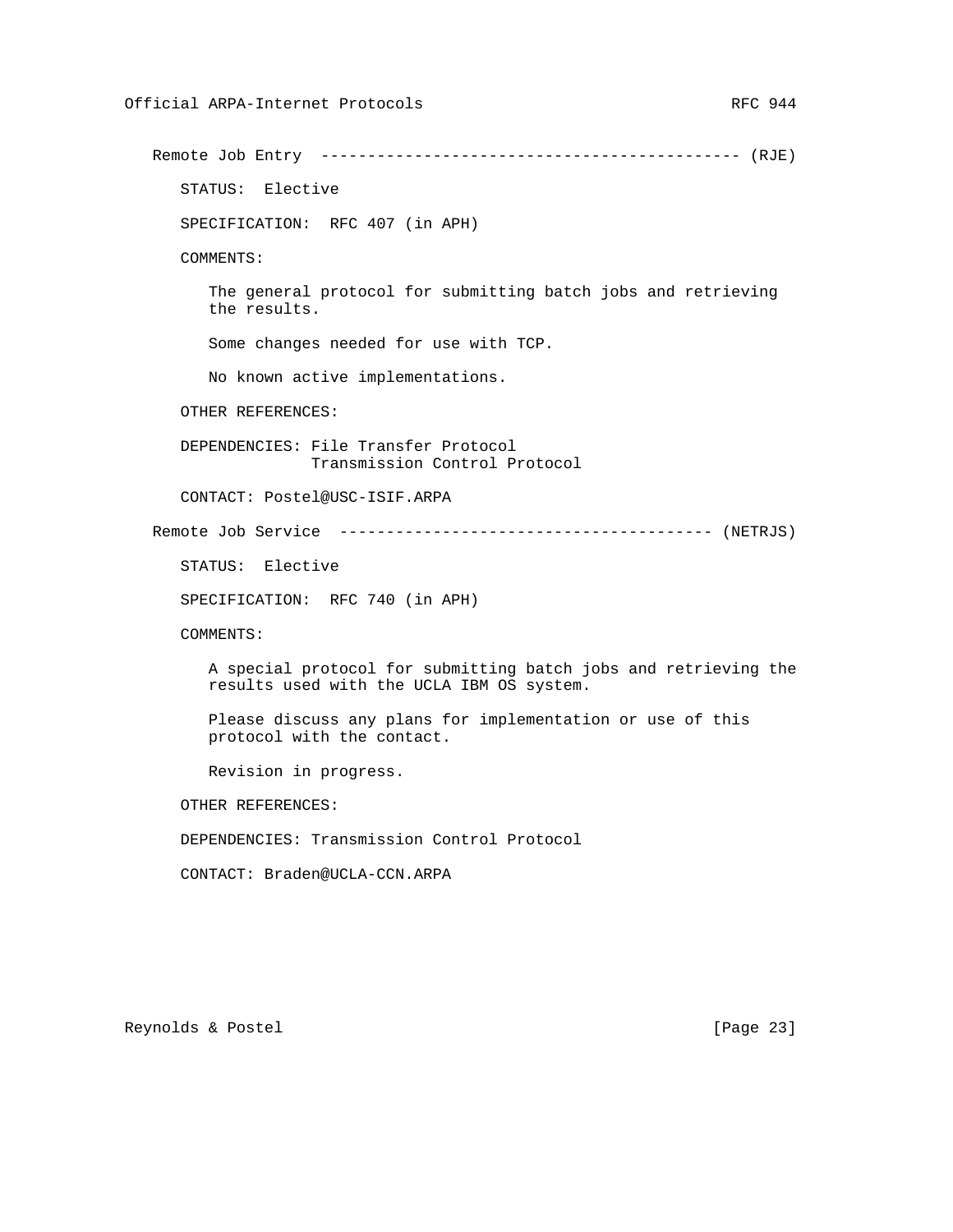## Remote Job Entry ---------------------------------------------- (RJE)

STATUS: Elective

SPECIFICATION: RFC 407 (in APH)

COMMENTS:

The general protocol for submitting batch jobs and retrieving the results.

Some changes needed for use with TCP.

No known active implementations.

OTHER REFERENCES:

DEPENDENCIES: File Transfer Protocol
Transmission Control Protocol

CONTACT: Postel@USC-ISIF.ARPA

## Remote Job Service ---------------------------------------- (NETRJS)

STATUS: Elective

SPECIFICATION: RFC 740 (in APH)

COMMENTS:

A special protocol for submitting batch jobs and retrieving the results used with the UCLA IBM OS system.

Please discuss any plans for implementation or use of this protocol with the contact.

Revision in progress.

OTHER REFERENCES:

DEPENDENCIES: Transmission Control Protocol

CONTACT: Braden@UCLA-CCN.ARPA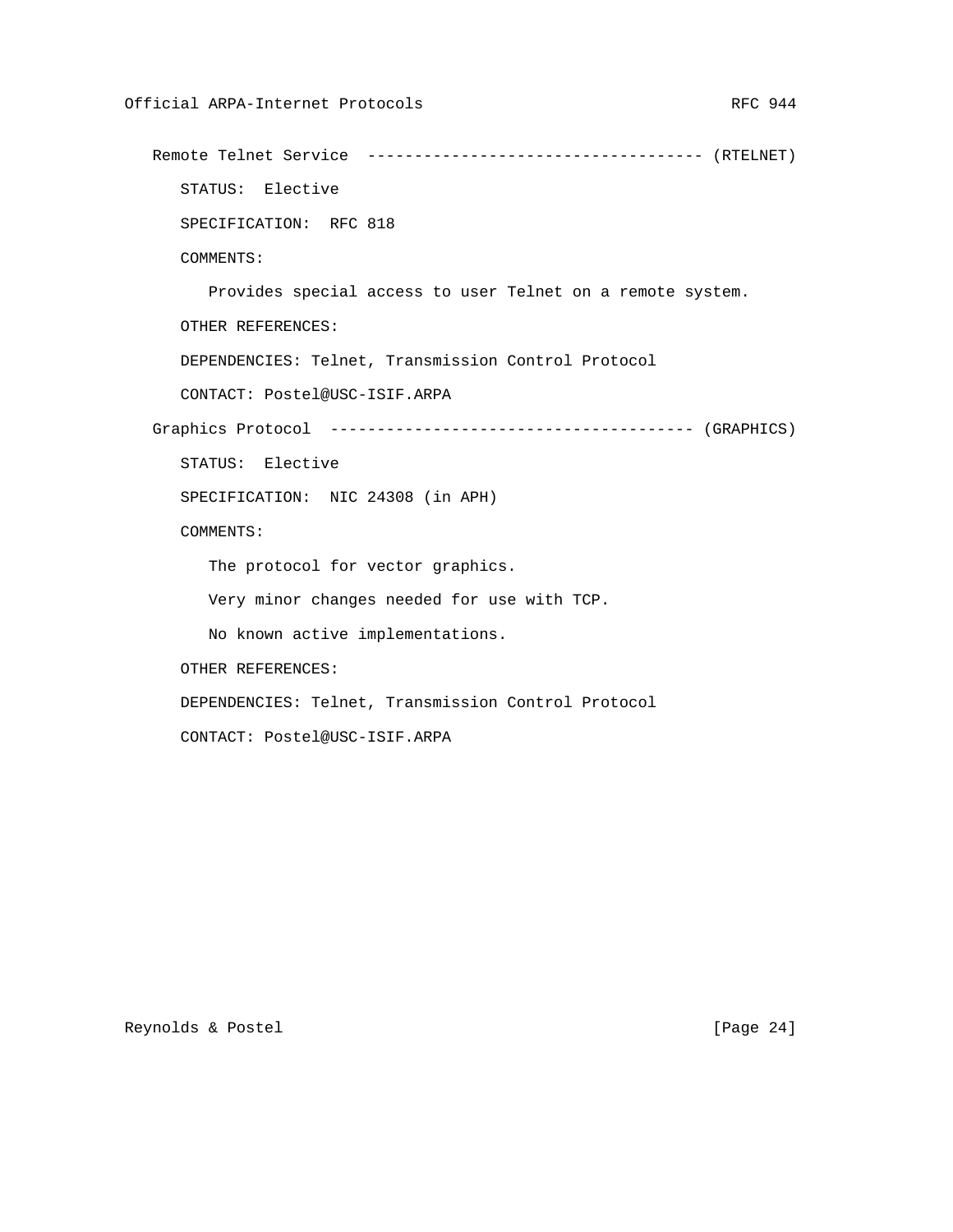Remote Telnet Service ------------------------------------ (RTELNET)

STATUS: Elective

SPECIFICATION: RFC 818

COMMENTS:

Provides special access to user Telnet on a remote system.

OTHER REFERENCES:

DEPENDENCIES: Telnet, Transmission Control Protocol

CONTACT: Postel@USC-ISIF.ARPA

Graphics Protocol --------------------------------------- (GRAPHICS)

STATUS: Elective

SPECIFICATION: NIC 24308 (in APH)

COMMENTS:

The protocol for vector graphics.

Very minor changes needed for use with TCP.

No known active implementations.

OTHER REFERENCES:

DEPENDENCIES: Telnet, Transmission Control Protocol

CONTACT: Postel@USC-ISIF.ARPA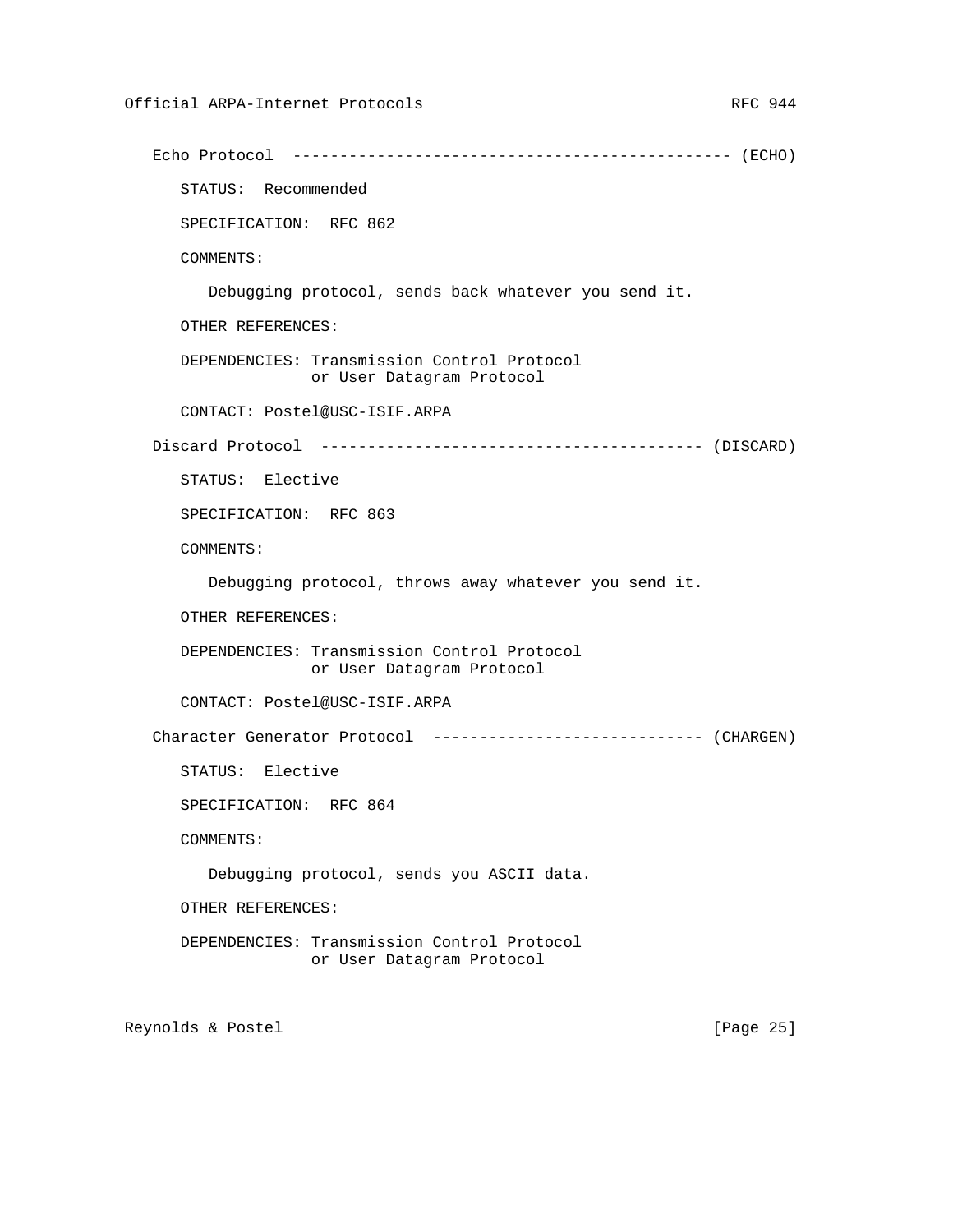## Echo Protocol ---------------------------------------------- (ECHO)

STATUS: Recommended

SPECIFICATION: RFC 862

COMMENTS:

Debugging protocol, sends back whatever you send it.

OTHER REFERENCES:

DEPENDENCIES: Transmission Control Protocol
or User Datagram Protocol

CONTACT: Postel@USC-ISIF.ARPA

## Discard Protocol ---------------------------------------- (DISCARD)

STATUS: Elective

SPECIFICATION: RFC 863

COMMENTS:

Debugging protocol, throws away whatever you send it.

OTHER REFERENCES:

DEPENDENCIES: Transmission Control Protocol
or User Datagram Protocol

CONTACT: Postel@USC-ISIF.ARPA

## Character Generator Protocol ----------------------------- (CHARGEN)

STATUS: Elective

SPECIFICATION: RFC 864

COMMENTS:

Debugging protocol, sends you ASCII data.

OTHER REFERENCES:

DEPENDENCIES: Transmission Control Protocol
or User Datagram Protocol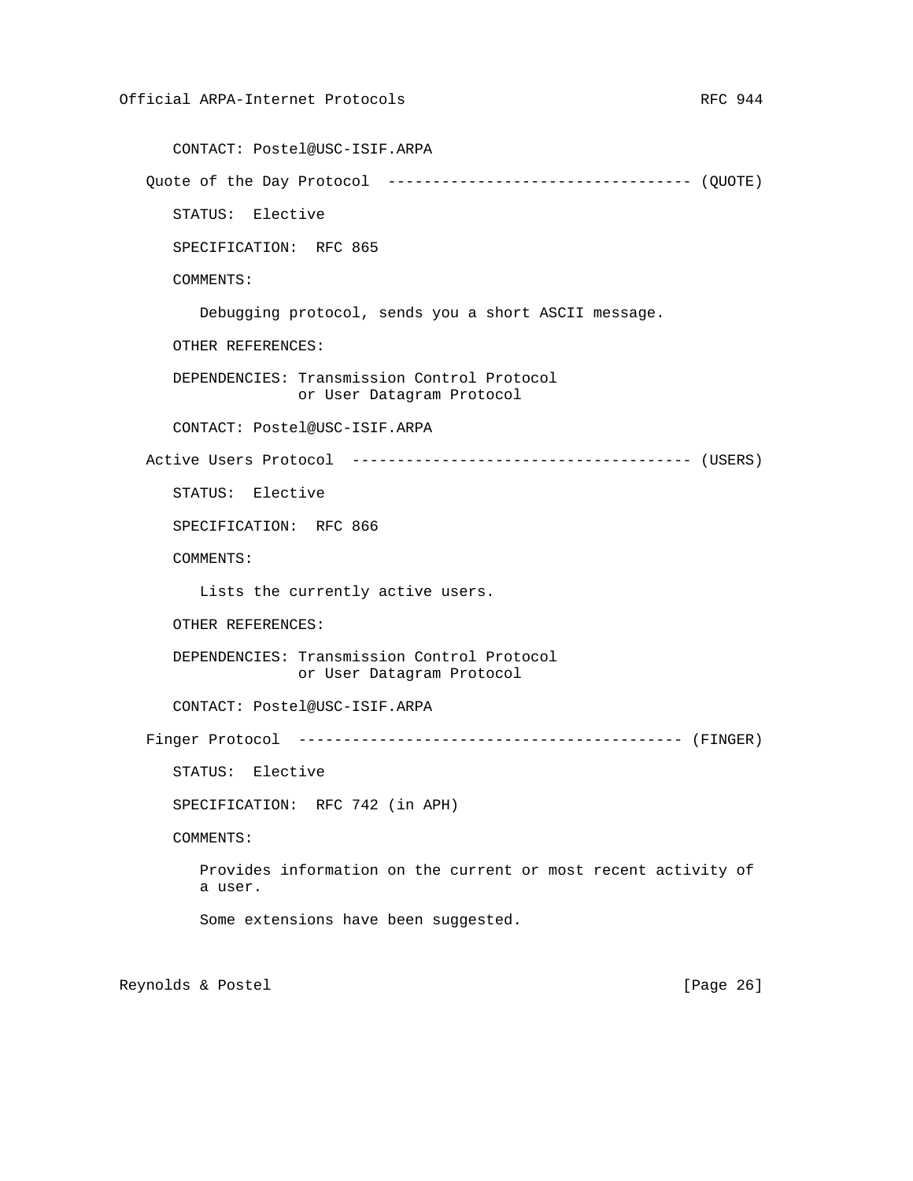CONTACT: Postel@USC-ISIF.ARPA

Quote of the Day Protocol ---------------------------------- (QUOTE)

STATUS: Elective

SPECIFICATION: RFC 865

COMMENTS:

Debugging protocol, sends you a short ASCII message.

OTHER REFERENCES:

DEPENDENCIES: Transmission Control Protocol
or User Datagram Protocol

CONTACT: Postel@USC-ISIF.ARPA

Active Users Protocol -------------------------------------- (USERS)

STATUS: Elective

SPECIFICATION: RFC 866

COMMENTS:

Lists the currently active users.

OTHER REFERENCES:

DEPENDENCIES: Transmission Control Protocol
or User Datagram Protocol

CONTACT: Postel@USC-ISIF.ARPA

Finger Protocol ------------------------------------------- (FINGER)

STATUS: Elective

SPECIFICATION: RFC 742 (in APH)

COMMENTS:

Provides information on the current or most recent activity of a user.

Some extensions have been suggested.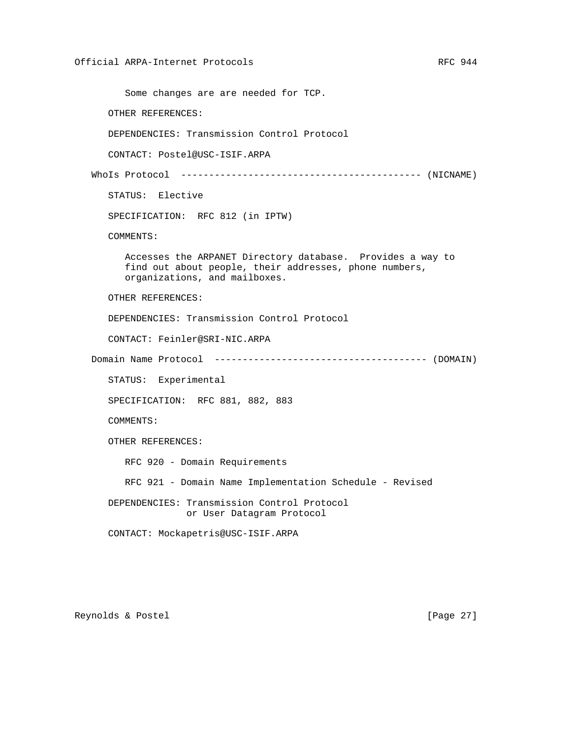Some changes are are needed for TCP.

OTHER REFERENCES:

DEPENDENCIES: Transmission Control Protocol

CONTACT: Postel@USC-ISIF.ARPA

WhoIs Protocol ------------------------------------------ (NICNAME)

STATUS: Elective

SPECIFICATION: RFC 812 (in IPTW)

COMMENTS:

Accesses the ARPANET Directory database. Provides a way to find out about people, their addresses, phone numbers, organizations, and mailboxes.

OTHER REFERENCES:

DEPENDENCIES: Transmission Control Protocol

CONTACT: Feinler@SRI-NIC.ARPA

Domain Name Protocol -------------------------------------- (DOMAIN)

STATUS: Experimental

SPECIFICATION: RFC 881, 882, 883

COMMENTS:

OTHER REFERENCES:

RFC 920 - Domain Requirements

RFC 921 - Domain Name Implementation Schedule - Revised

DEPENDENCIES: Transmission Control Protocol
or User Datagram Protocol

CONTACT: Mockapetris@USC-ISIF.ARPA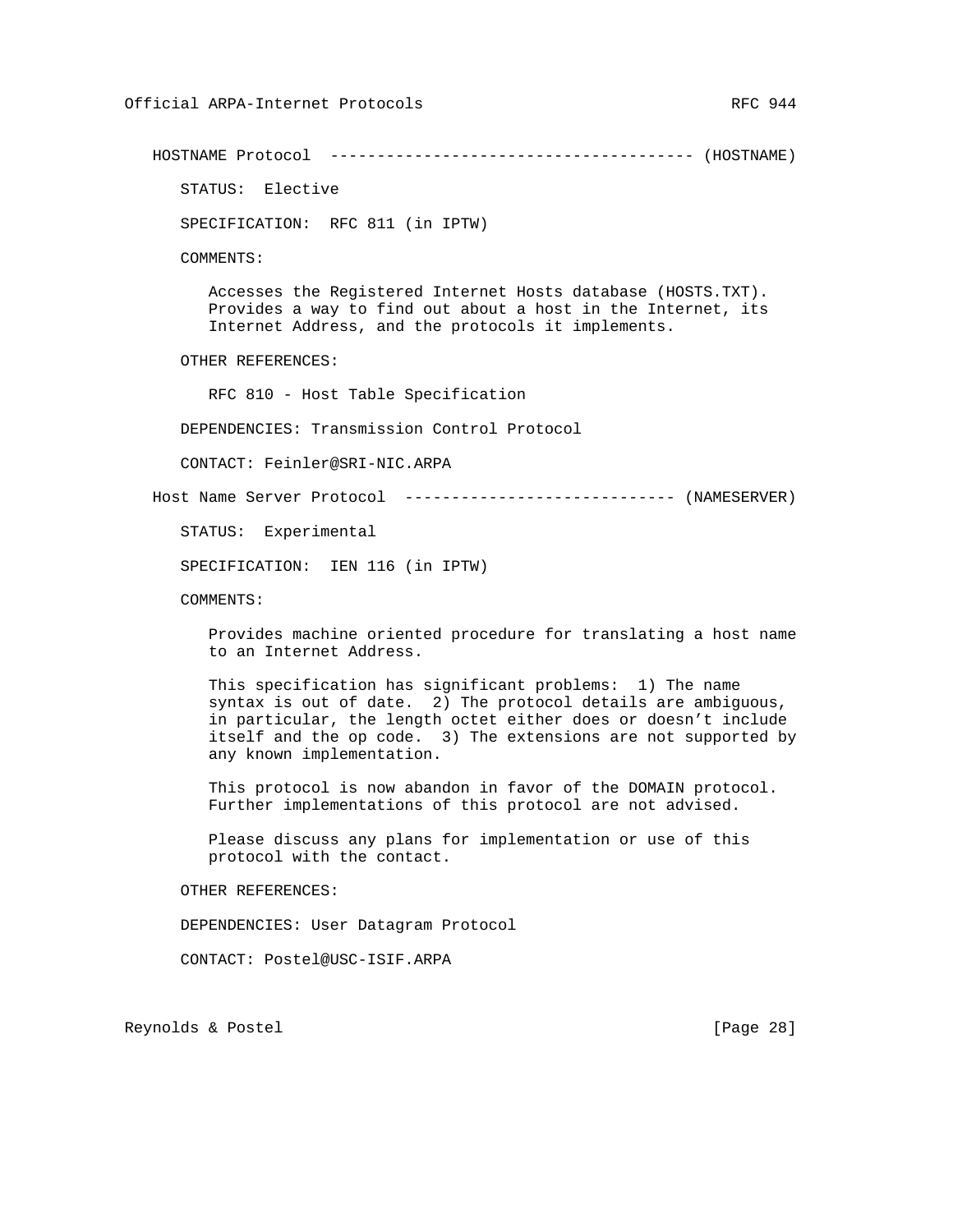## HOSTNAME Protocol -------------------------------------- (HOSTNAME)

STATUS: Elective

SPECIFICATION: RFC 811 (in IPTW)

COMMENTS:

Accesses the Registered Internet Hosts database (HOSTS.TXT). Provides a way to find out about a host in the Internet, its Internet Address, and the protocols it implements.

OTHER REFERENCES:

RFC 810 - Host Table Specification

DEPENDENCIES: Transmission Control Protocol

CONTACT: Feinler@SRI-NIC.ARPA

## Host Name Server Protocol ----------------------------- (NAMESERVER)

STATUS: Experimental

SPECIFICATION: IEN 116 (in IPTW)

COMMENTS:

Provides machine oriented procedure for translating a host name to an Internet Address.

This specification has significant problems: 1) The name syntax is out of date. 2) The protocol details are ambiguous, in particular, the length octet either does or doesn't include itself and the op code. 3) The extensions are not supported by any known implementation.

This protocol is now abandon in favor of the DOMAIN protocol. Further implementations of this protocol are not advised.

Please discuss any plans for implementation or use of this protocol with the contact.

OTHER REFERENCES:

DEPENDENCIES: User Datagram Protocol

CONTACT: Postel@USC-ISIF.ARPA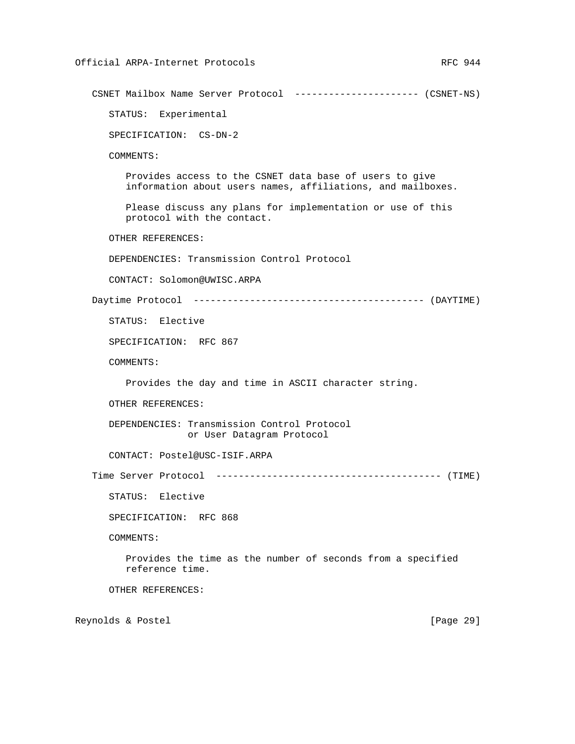### CSNET Mailbox Name Server Protocol ---------------------- (CSNET-NS)

STATUS: Experimental

SPECIFICATION: CS-DN-2

COMMENTS:

Provides access to the CSNET data base of users to give information about users names, affiliations, and mailboxes.

Please discuss any plans for implementation or use of this protocol with the contact.

OTHER REFERENCES:

DEPENDENCIES: Transmission Control Protocol

CONTACT: Solomon@UWISC.ARPA

### Daytime Protocol ---------------------------------------- (DAYTIME)

STATUS: Elective

SPECIFICATION: RFC 867

COMMENTS:

Provides the day and time in ASCII character string.

OTHER REFERENCES:

DEPENDENCIES: Transmission Control Protocol
or User Datagram Protocol

CONTACT: Postel@USC-ISIF.ARPA

### Time Server Protocol ---------------------------------------- (TIME)

STATUS: Elective

SPECIFICATION: RFC 868

COMMENTS:

Provides the time as the number of seconds from a specified reference time.

OTHER REFERENCES: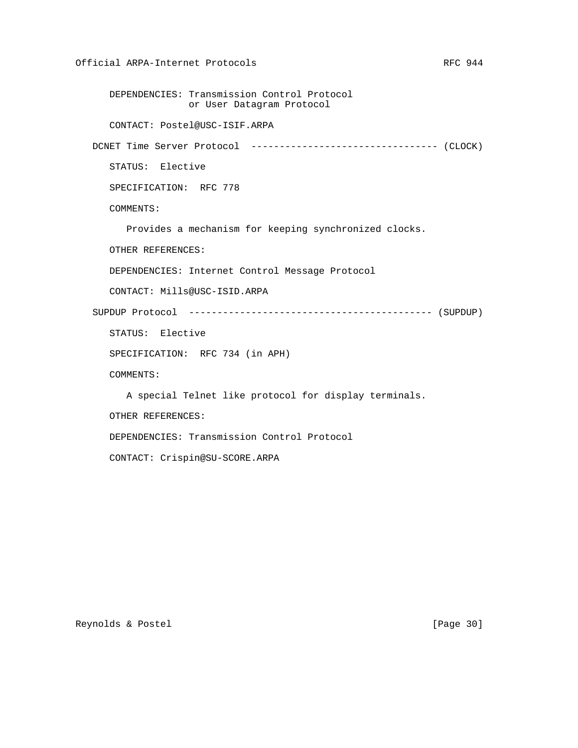DEPENDENCIES: Transmission Control Protocol
or User Datagram Protocol

CONTACT: Postel@USC-ISIF.ARPA

## DCNET Time Server Protocol --------------------------------- (CLOCK)

STATUS: Elective

SPECIFICATION: RFC 778

COMMENTS:

Provides a mechanism for keeping synchronized clocks.

OTHER REFERENCES:

DEPENDENCIES: Internet Control Message Protocol

CONTACT: Mills@USC-ISID.ARPA

## SUPDUP Protocol ------------------------------------------- (SUPDUP)

STATUS: Elective

SPECIFICATION: RFC 734 (in APH)

COMMENTS:

A special Telnet like protocol for display terminals.

OTHER REFERENCES:

DEPENDENCIES: Transmission Control Protocol

CONTACT: Crispin@SU-SCORE.ARPA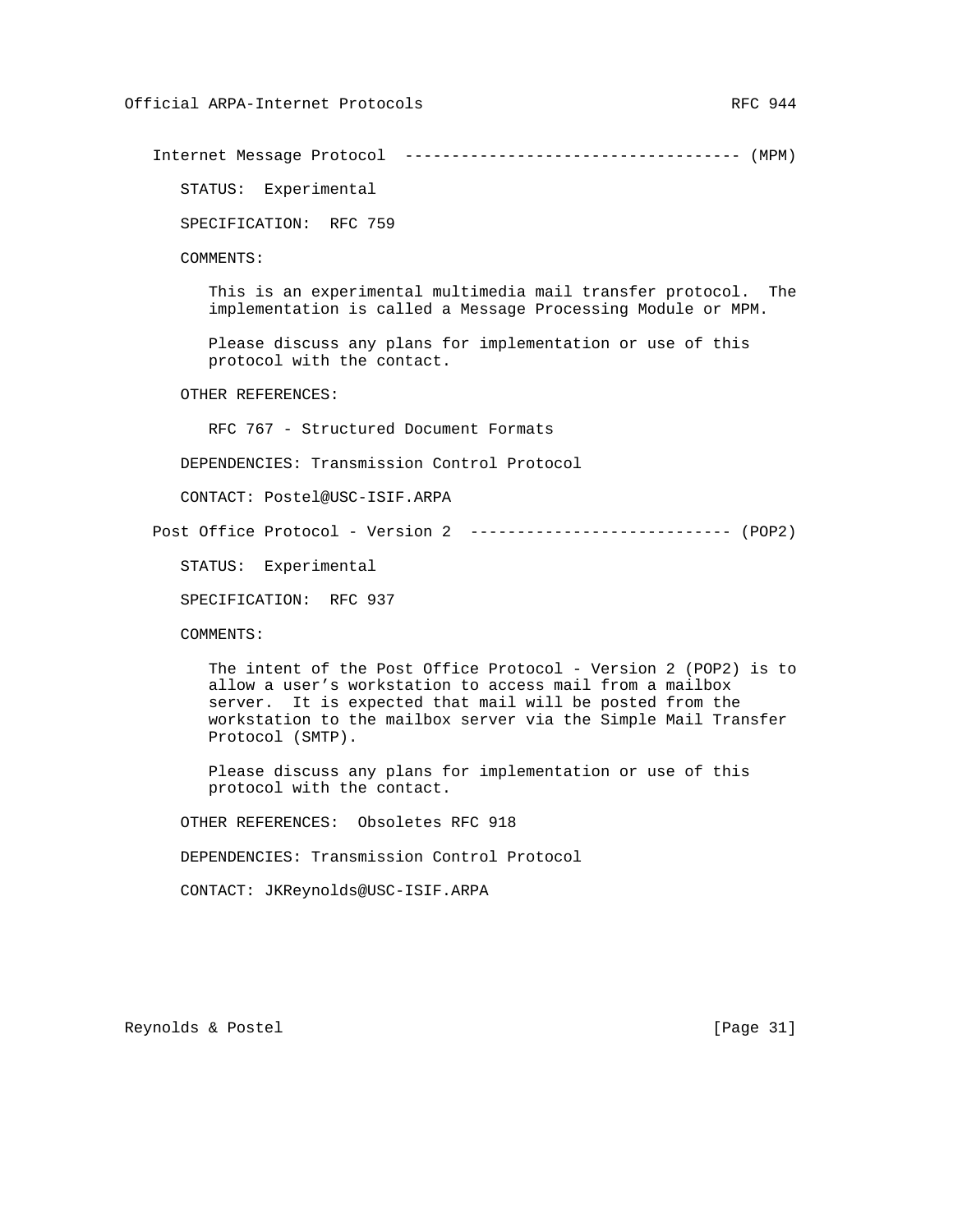## Internet Message Protocol ------------------------------------ (MPM)

STATUS: Experimental

SPECIFICATION: RFC 759

COMMENTS:

This is an experimental multimedia mail transfer protocol. The implementation is called a Message Processing Module or MPM.

Please discuss any plans for implementation or use of this protocol with the contact.

OTHER REFERENCES:

RFC 767 - Structured Document Formats

DEPENDENCIES: Transmission Control Protocol

CONTACT: Postel@USC-ISIF.ARPA

## Post Office Protocol - Version 2 ---------------------------- (POP2)

STATUS: Experimental

SPECIFICATION: RFC 937

COMMENTS:

The intent of the Post Office Protocol - Version 2 (POP2) is to allow a user's workstation to access mail from a mailbox server. It is expected that mail will be posted from the workstation to the mailbox server via the Simple Mail Transfer Protocol (SMTP).

Please discuss any plans for implementation or use of this protocol with the contact.

OTHER REFERENCES: Obsoletes RFC 918

DEPENDENCIES: Transmission Control Protocol

CONTACT: JKReynolds@USC-ISIF.ARPA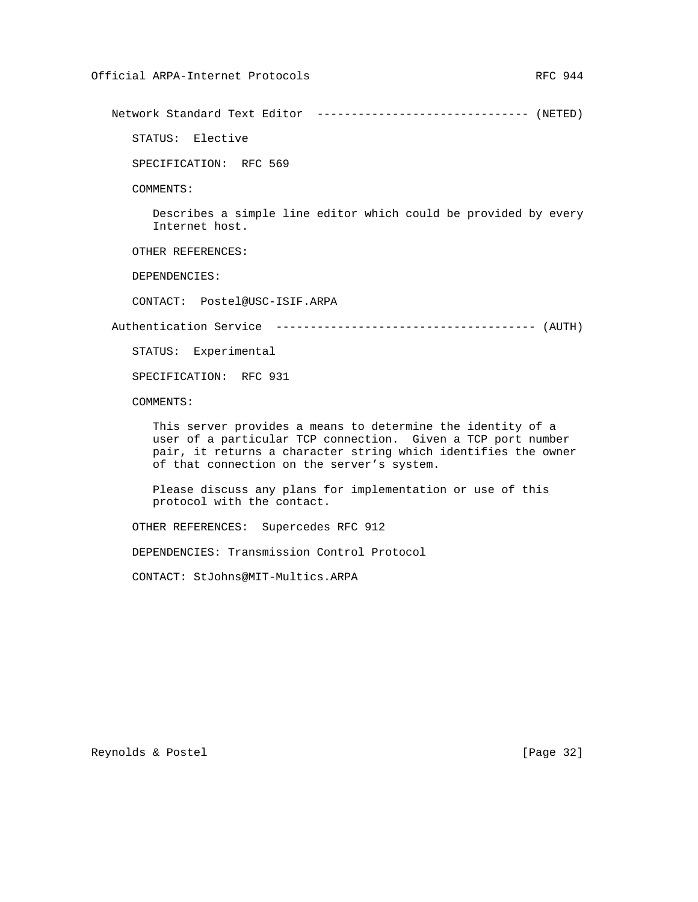## Network Standard Text Editor ------------------------------- (NETED)

STATUS: Elective

SPECIFICATION: RFC 569

COMMENTS:

Describes a simple line editor which could be provided by every Internet host.

OTHER REFERENCES:

DEPENDENCIES:

CONTACT: Postel@USC-ISIF.ARPA

## Authentication Service ------------------------------------- (AUTH)

STATUS: Experimental

SPECIFICATION: RFC 931

COMMENTS:

This server provides a means to determine the identity of a user of a particular TCP connection. Given a TCP port number pair, it returns a character string which identifies the owner of that connection on the server's system.

Please discuss any plans for implementation or use of this protocol with the contact.

OTHER REFERENCES: Supercedes RFC 912

DEPENDENCIES: Transmission Control Protocol

CONTACT: StJohns@MIT-Multics.ARPA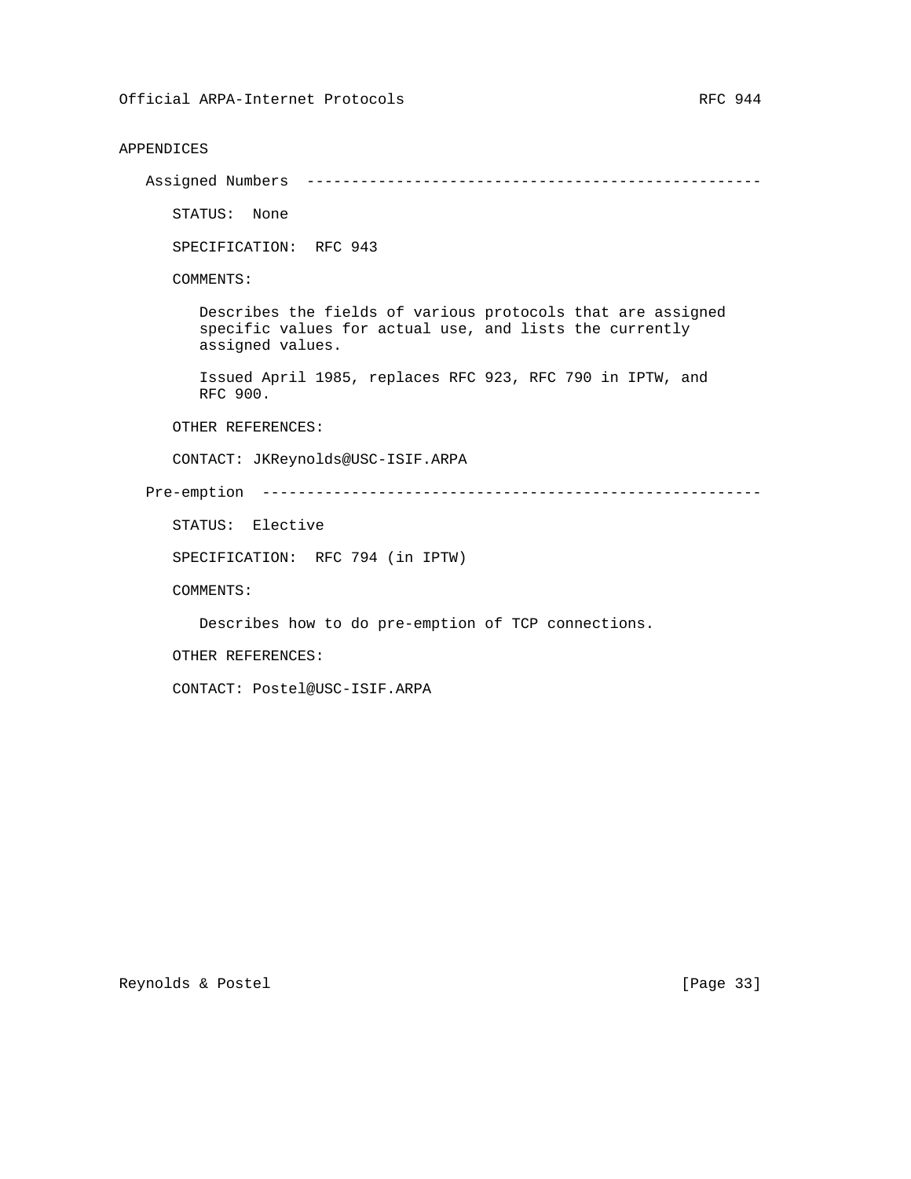## APPENDICES

### Assigned Numbers

STATUS: None

SPECIFICATION: RFC 943

COMMENTS:

Describes the fields of various protocols that are assigned specific values for actual use, and lists the currently assigned values.

Issued April 1985, replaces RFC 923, RFC 790 in IPTW, and RFC 900.

OTHER REFERENCES:

CONTACT: JKReynolds@USC-ISIF.ARPA

### Pre-emption

STATUS: Elective

SPECIFICATION: RFC 794 (in IPTW)

COMMENTS:

Describes how to do pre-emption of TCP connections.

OTHER REFERENCES:

CONTACT: Postel@USC-ISIF.ARPA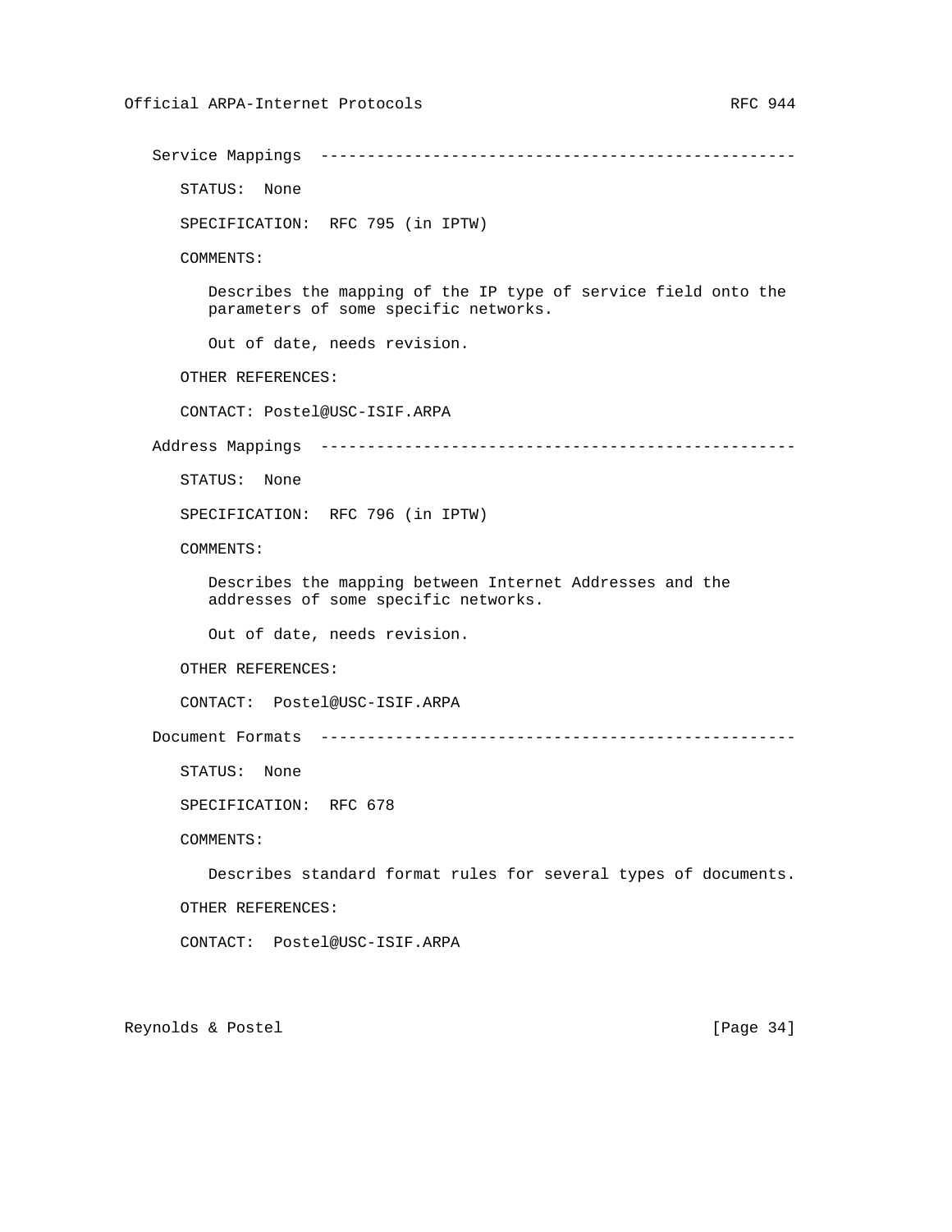### Service Mappings

STATUS: None

SPECIFICATION: RFC 795 (in IPTW)

COMMENTS:

Describes the mapping of the IP type of service field onto the parameters of some specific networks.

Out of date, needs revision.

OTHER REFERENCES:

CONTACT: Postel@USC-ISIF.ARPA

### Address Mappings

STATUS: None

SPECIFICATION: RFC 796 (in IPTW)

COMMENTS:

Describes the mapping between Internet Addresses and the addresses of some specific networks.

Out of date, needs revision.

OTHER REFERENCES:

CONTACT: Postel@USC-ISIF.ARPA

### Document Formats

STATUS: None

SPECIFICATION: RFC 678

COMMENTS:

Describes standard format rules for several types of documents.

OTHER REFERENCES:

CONTACT: Postel@USC-ISIF.ARPA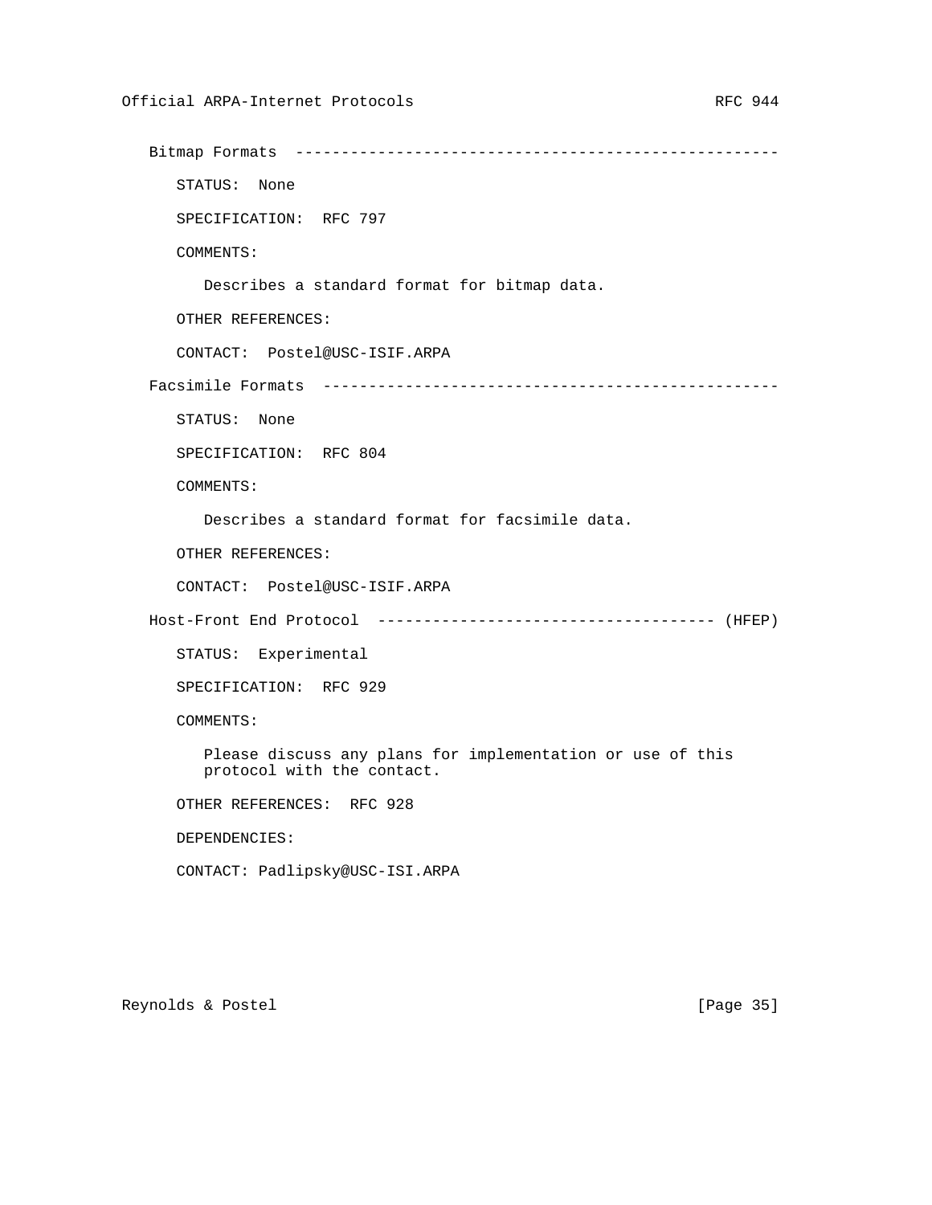### Bitmap Formats

STATUS: None

SPECIFICATION: RFC 797

COMMENTS:

Describes a standard format for bitmap data.

OTHER REFERENCES:

CONTACT: Postel@USC-ISIF.ARPA

### Facsimile Formats

STATUS: None

SPECIFICATION: RFC 804

COMMENTS:

Describes a standard format for facsimile data.

OTHER REFERENCES:

CONTACT: Postel@USC-ISIF.ARPA

### Host-Front End Protocol (HFEP)

STATUS: Experimental

SPECIFICATION: RFC 929

COMMENTS:

Please discuss any plans for implementation or use of this protocol with the contact.

OTHER REFERENCES: RFC 928

DEPENDENCIES:

CONTACT: Padlipsky@USC-ISI.ARPA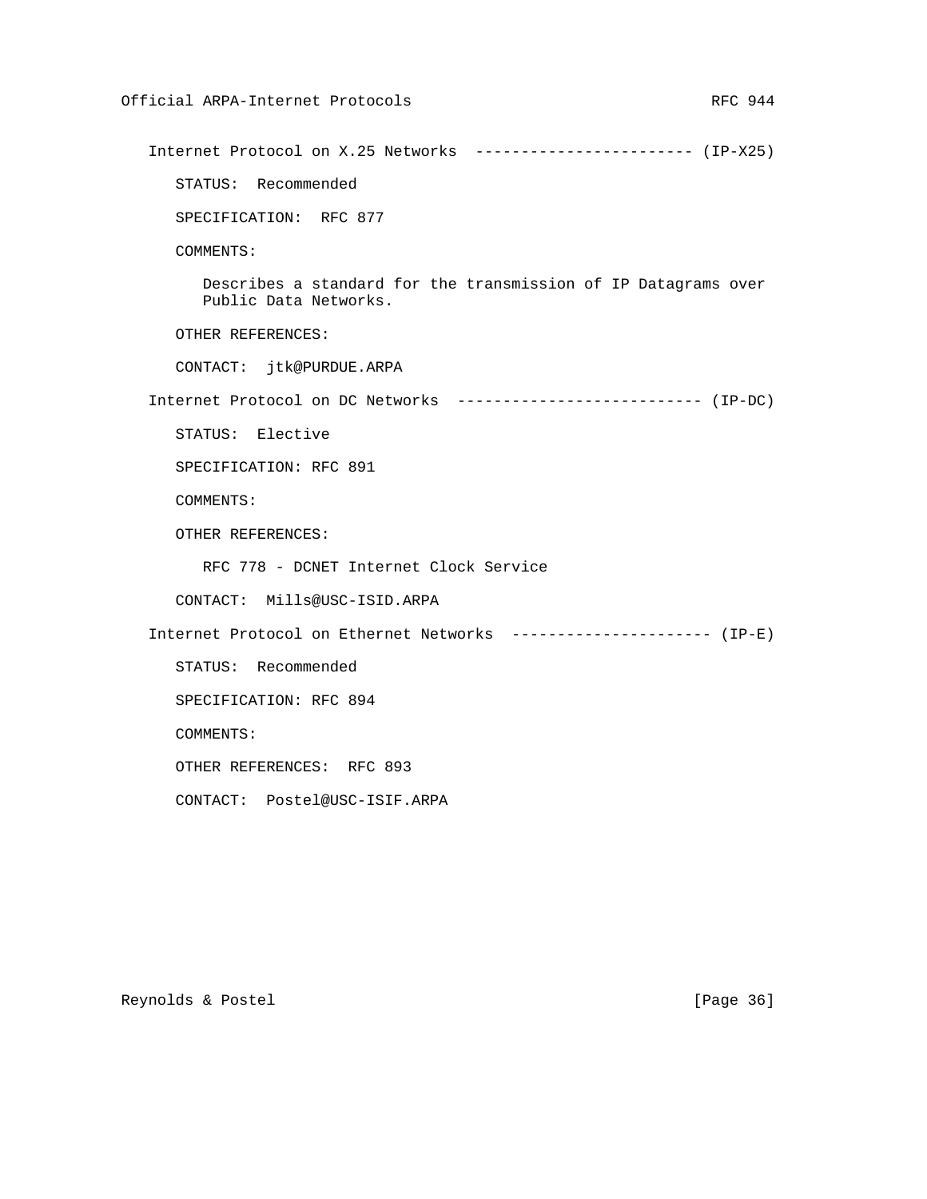Internet Protocol on X.25 Networks ------------------------ (IP-X25)

STATUS: Recommended

SPECIFICATION: RFC 877

COMMENTS:

Describes a standard for the transmission of IP Datagrams over Public Data Networks.

OTHER REFERENCES:

CONTACT: jtk@PURDUE.ARPA

Internet Protocol on DC Networks --------------------------- (IP-DC)

STATUS: Elective

SPECIFICATION: RFC 891

COMMENTS:

OTHER REFERENCES:

RFC 778 - DCNET Internet Clock Service

CONTACT: Mills@USC-ISID.ARPA

Internet Protocol on Ethernet Networks ---------------------- (IP-E)

STATUS: Recommended

SPECIFICATION: RFC 894

COMMENTS:

OTHER REFERENCES: RFC 893

CONTACT: Postel@USC-ISIF.ARPA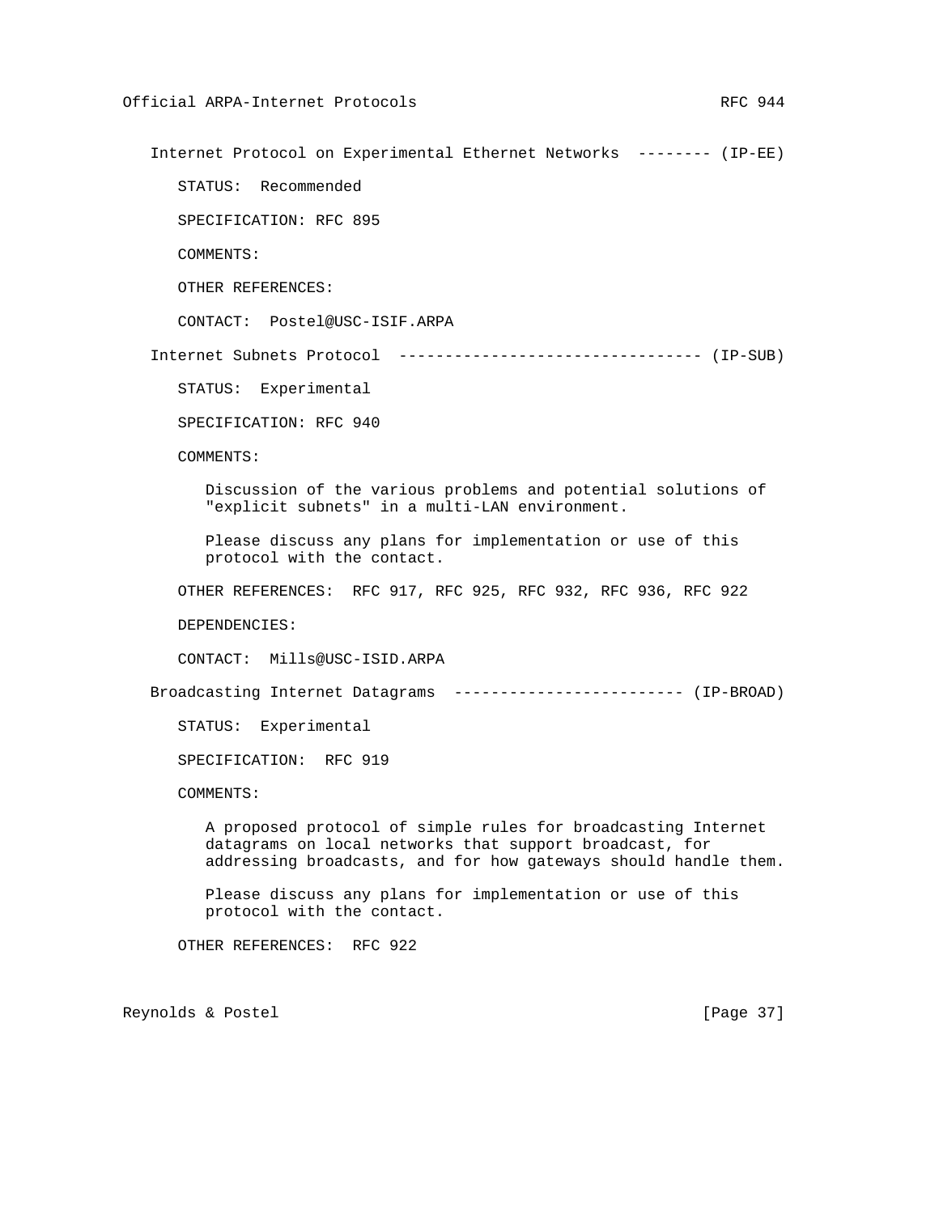Internet Protocol on Experimental Ethernet Networks -------- (IP-EE)

STATUS: Recommended

SPECIFICATION: RFC 895

COMMENTS:

OTHER REFERENCES:

CONTACT: Postel@USC-ISIF.ARPA

Internet Subnets Protocol -------------------------------- (IP-SUB)

STATUS: Experimental

SPECIFICATION: RFC 940

COMMENTS:

Discussion of the various problems and potential solutions of "explicit subnets" in a multi-LAN environment.

Please discuss any plans for implementation or use of this protocol with the contact.

OTHER REFERENCES: RFC 917, RFC 925, RFC 932, RFC 936, RFC 922

DEPENDENCIES:

CONTACT: Mills@USC-ISID.ARPA

Broadcasting Internet Datagrams ------------------------- (IP-BROAD)

STATUS: Experimental

SPECIFICATION: RFC 919

COMMENTS:

A proposed protocol of simple rules for broadcasting Internet datagrams on local networks that support broadcast, for addressing broadcasts, and for how gateways should handle them.

Please discuss any plans for implementation or use of this protocol with the contact.

OTHER REFERENCES: RFC 922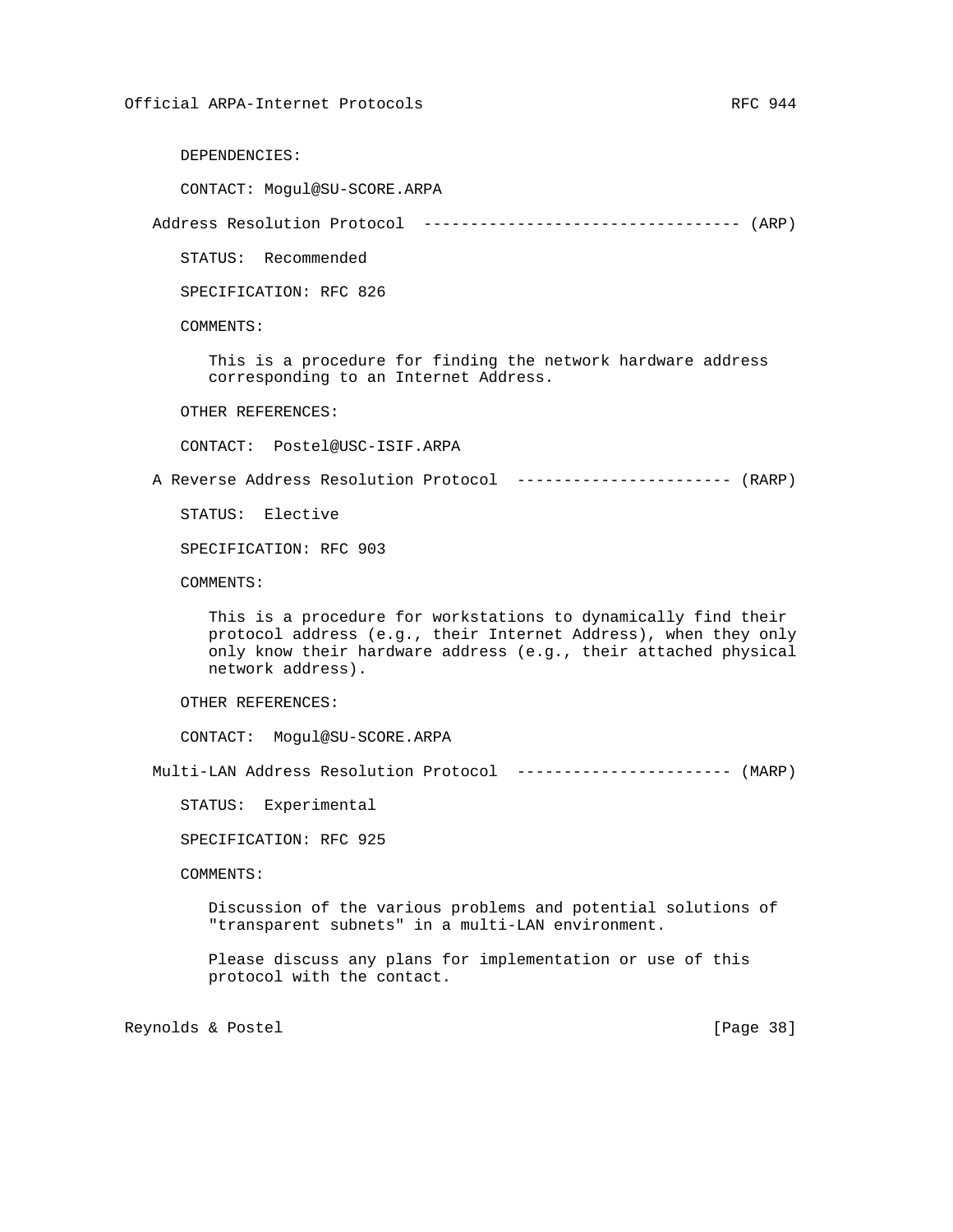DEPENDENCIES:

CONTACT: Mogul@SU-SCORE.ARPA

### Address Resolution Protocol ---------------------------------- (ARP)

STATUS: Recommended

SPECIFICATION: RFC 826

COMMENTS:

This is a procedure for finding the network hardware address corresponding to an Internet Address.

OTHER REFERENCES:

CONTACT: Postel@USC-ISIF.ARPA

### A Reverse Address Resolution Protocol ----------------------- (RARP)

STATUS: Elective

SPECIFICATION: RFC 903

COMMENTS:

This is a procedure for workstations to dynamically find their protocol address (e.g., their Internet Address), when they only only know their hardware address (e.g., their attached physical network address).

OTHER REFERENCES:

CONTACT: Mogul@SU-SCORE.ARPA

### Multi-LAN Address Resolution Protocol ----------------------- (MARP)

STATUS: Experimental

SPECIFICATION: RFC 925

COMMENTS:

Discussion of the various problems and potential solutions of "transparent subnets" in a multi-LAN environment.

Please discuss any plans for implementation or use of this protocol with the contact.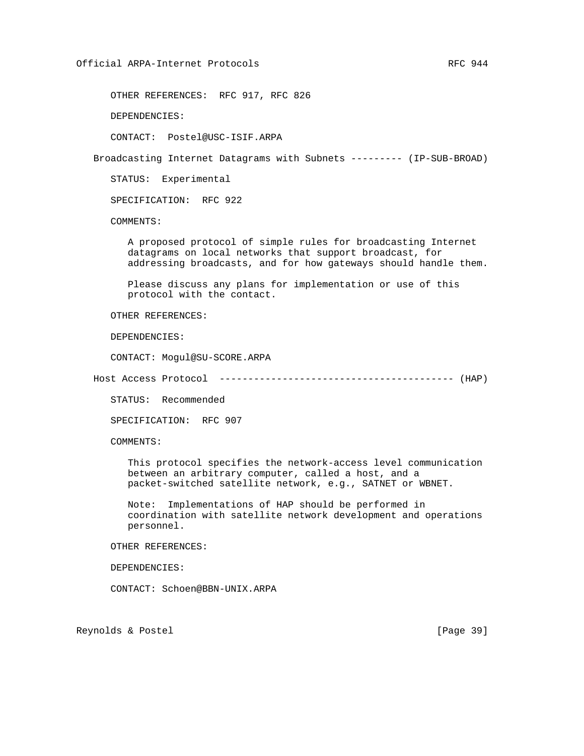OTHER REFERENCES:  RFC 917, RFC 826

DEPENDENCIES:

CONTACT:  Postel@USC-ISIF.ARPA

## Broadcasting Internet Datagrams with Subnets --------- (IP-SUB-BROAD)

STATUS:  Experimental

SPECIFICATION:  RFC 922

COMMENTS:

A proposed protocol of simple rules for broadcasting Internet datagrams on local networks that support broadcast, for addressing broadcasts, and for how gateways should handle them.

Please discuss any plans for implementation or use of this protocol with the contact.

OTHER REFERENCES:

DEPENDENCIES:

CONTACT: Mogul@SU-SCORE.ARPA

## Host Access Protocol ----------------------------------------- (HAP)

STATUS:  Recommended

SPECIFICATION:  RFC 907

COMMENTS:

This protocol specifies the network-access level communication between an arbitrary computer, called a host, and a packet-switched satellite network, e.g., SATNET or WBNET.

Note:  Implementations of HAP should be performed in coordination with satellite network development and operations personnel.

OTHER REFERENCES:

DEPENDENCIES:

CONTACT: Schoen@BBN-UNIX.ARPA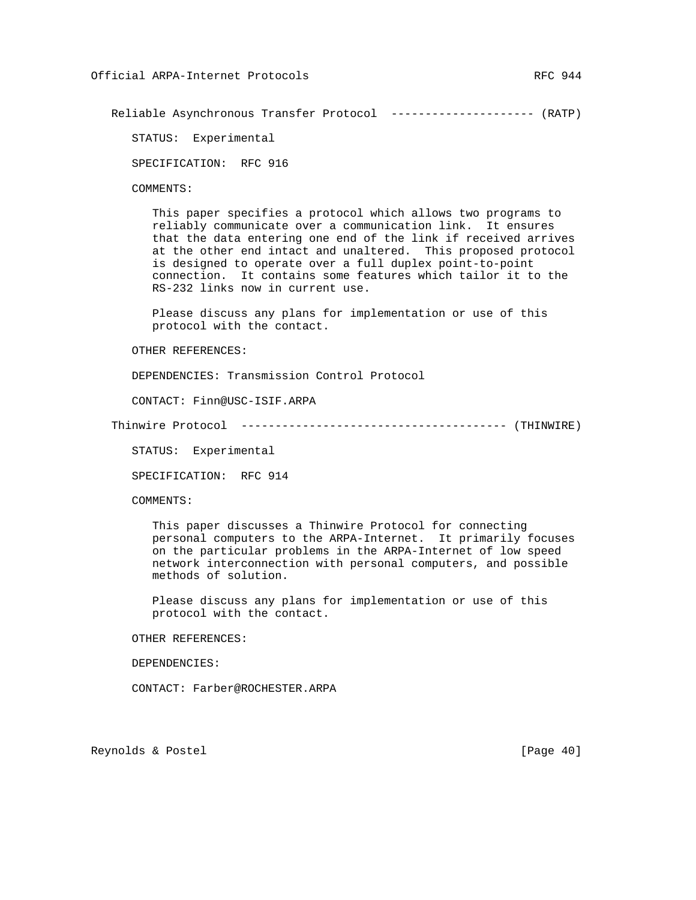## Reliable Asynchronous Transfer Protocol --------------------- (RATP)

STATUS: Experimental

SPECIFICATION: RFC 916

COMMENTS:

This paper specifies a protocol which allows two programs to reliably communicate over a communication link. It ensures that the data entering one end of the link if received arrives at the other end intact and unaltered. This proposed protocol is designed to operate over a full duplex point-to-point connection. It contains some features which tailor it to the RS-232 links now in current use.

Please discuss any plans for implementation or use of this protocol with the contact.

OTHER REFERENCES:

DEPENDENCIES: Transmission Control Protocol

CONTACT: Finn@USC-ISIF.ARPA

## Thinwire Protocol -------------------------------------- (THINWIRE)

STATUS: Experimental

SPECIFICATION: RFC 914

COMMENTS:

This paper discusses a Thinwire Protocol for connecting personal computers to the ARPA-Internet. It primarily focuses on the particular problems in the ARPA-Internet of low speed network interconnection with personal computers, and possible methods of solution.

Please discuss any plans for implementation or use of this protocol with the contact.

OTHER REFERENCES:

DEPENDENCIES:

CONTACT: Farber@ROCHESTER.ARPA